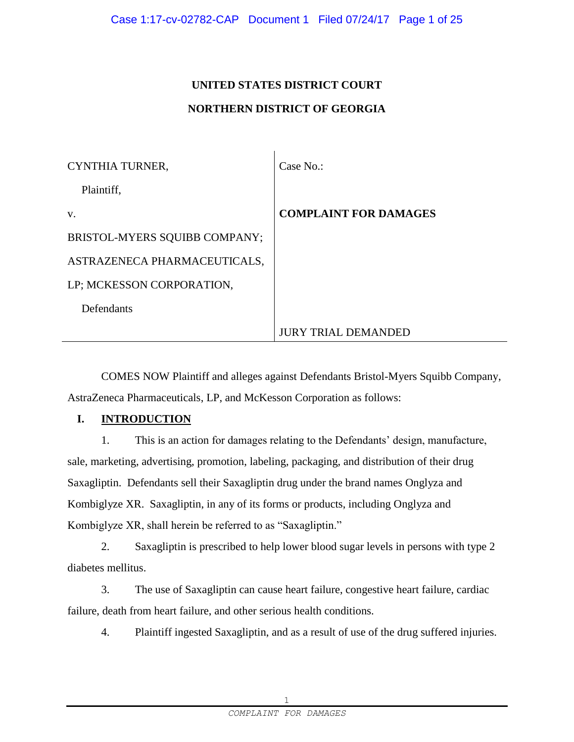**UNITED STATES DISTRICT COURT**

**NORTHERN DISTRICT OF GEORGIA**

| | |
|---|---|
| CYNTHIA TURNER, | Case No.: |
| Plaintiff, | |
| v. | **COMPLAINT FOR DAMAGES** |
| BRISTOL-MYERS SQUIBB COMPANY; ASTRAZENECA PHARMACEUTICALS, LP; MCKESSON CORPORATION, | |
| Defendants | |
| | JURY TRIAL DEMANDED |

COMES NOW Plaintiff and alleges against Defendants Bristol-Myers Squibb Company, AstraZeneca Pharmaceuticals, LP, and McKesson Corporation as follows:

## I. INTRODUCTION

1. This is an action for damages relating to the Defendants' design, manufacture, sale, marketing, advertising, promotion, labeling, packaging, and distribution of their drug Saxagliptin. Defendants sell their Saxagliptin drug under the brand names Onglyza and Kombiglyze XR. Saxagliptin, in any of its forms or products, including Onglyza and Kombiglyze XR, shall herein be referred to as "Saxagliptin."

2. Saxagliptin is prescribed to help lower blood sugar levels in persons with type 2 diabetes mellitus.

3. The use of Saxagliptin can cause heart failure, congestive heart failure, cardiac failure, death from heart failure, and other serious health conditions.

4. Plaintiff ingested Saxagliptin, and as a result of use of the drug suffered injuries.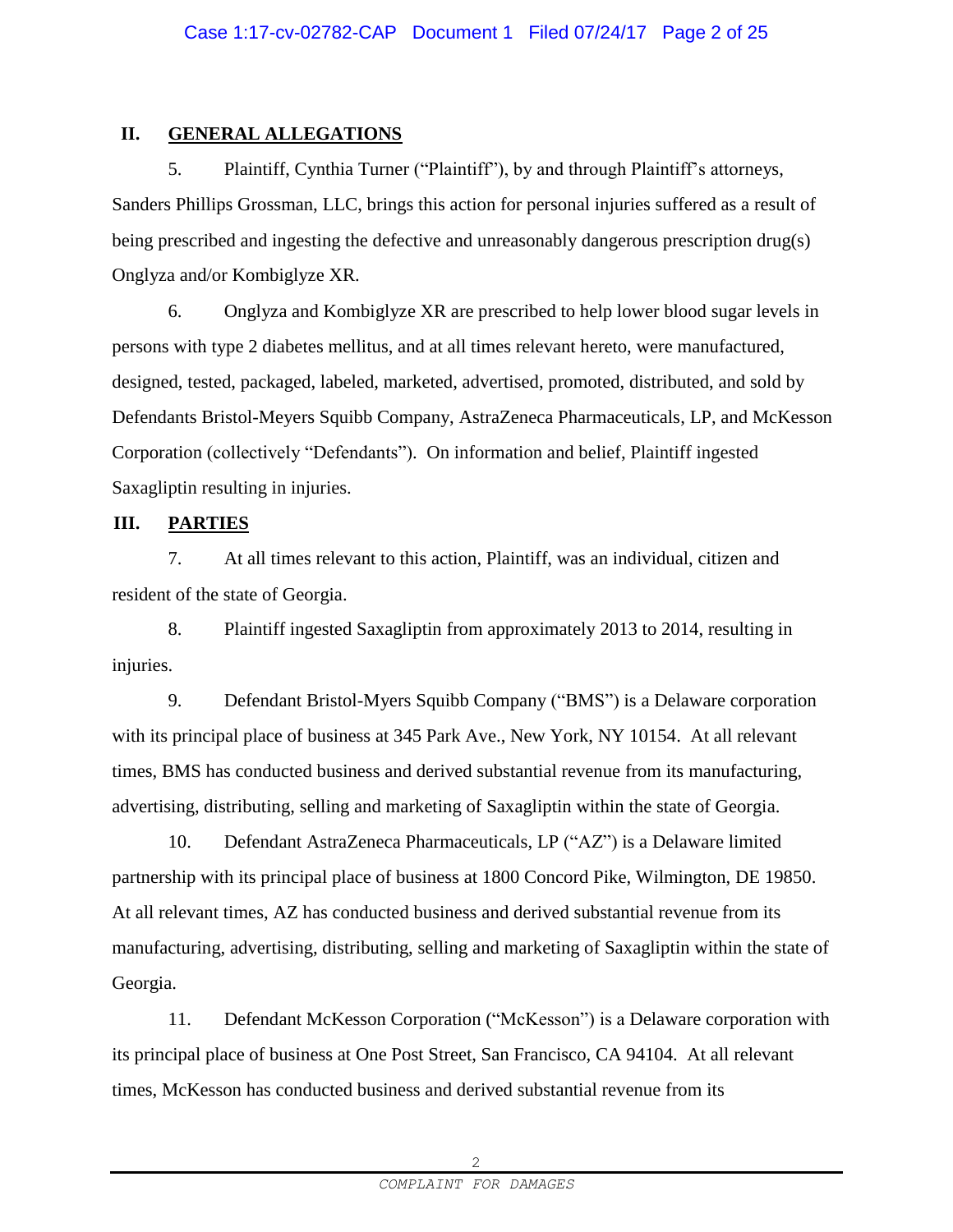## II. GENERAL ALLEGATIONS

5. Plaintiff, Cynthia Turner ("Plaintiff"), by and through Plaintiff's attorneys, Sanders Phillips Grossman, LLC, brings this action for personal injuries suffered as a result of being prescribed and ingesting the defective and unreasonably dangerous prescription drug(s) Onglyza and/or Kombiglyze XR.

6. Onglyza and Kombiglyze XR are prescribed to help lower blood sugar levels in persons with type 2 diabetes mellitus, and at all times relevant hereto, were manufactured, designed, tested, packaged, labeled, marketed, advertised, promoted, distributed, and sold by Defendants Bristol-Meyers Squibb Company, AstraZeneca Pharmaceuticals, LP, and McKesson Corporation (collectively "Defendants"). On information and belief, Plaintiff ingested Saxagliptin resulting in injuries.

## III. PARTIES

7. At all times relevant to this action, Plaintiff, was an individual, citizen and resident of the state of Georgia.

8. Plaintiff ingested Saxagliptin from approximately 2013 to 2014, resulting in injuries.

9. Defendant Bristol-Myers Squibb Company ("BMS") is a Delaware corporation with its principal place of business at 345 Park Ave., New York, NY 10154. At all relevant times, BMS has conducted business and derived substantial revenue from its manufacturing, advertising, distributing, selling and marketing of Saxagliptin within the state of Georgia.

10. Defendant AstraZeneca Pharmaceuticals, LP ("AZ") is a Delaware limited partnership with its principal place of business at 1800 Concord Pike, Wilmington, DE 19850. At all relevant times, AZ has conducted business and derived substantial revenue from its manufacturing, advertising, distributing, selling and marketing of Saxagliptin within the state of Georgia.

11. Defendant McKesson Corporation ("McKesson") is a Delaware corporation with its principal place of business at One Post Street, San Francisco, CA 94104. At all relevant times, McKesson has conducted business and derived substantial revenue from its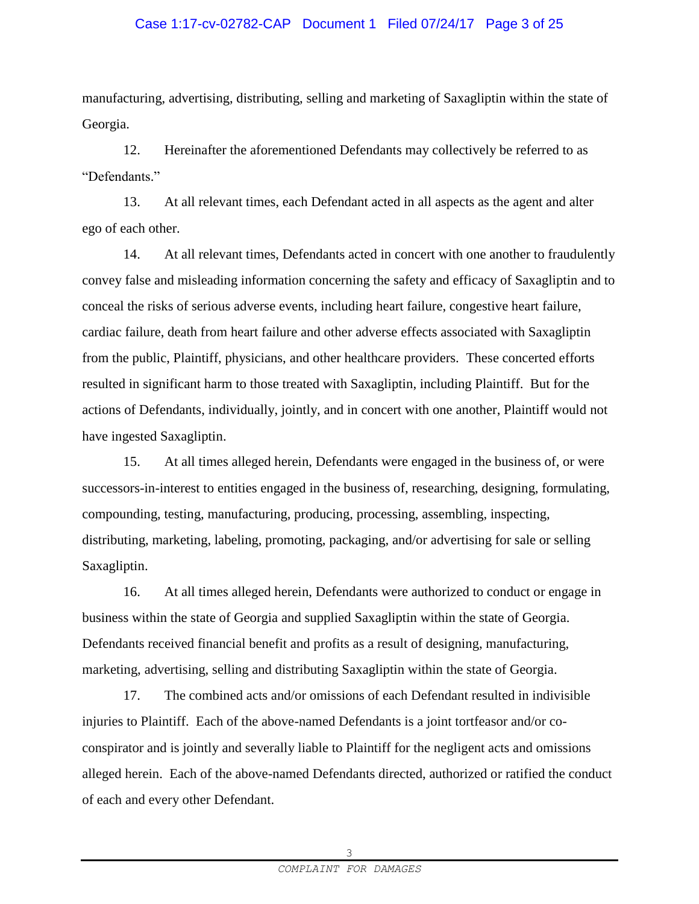manufacturing, advertising, distributing, selling and marketing of Saxagliptin within the state of Georgia.

12. Hereinafter the aforementioned Defendants may collectively be referred to as "Defendants."

13. At all relevant times, each Defendant acted in all aspects as the agent and alter ego of each other.

14. At all relevant times, Defendants acted in concert with one another to fraudulently convey false and misleading information concerning the safety and efficacy of Saxagliptin and to conceal the risks of serious adverse events, including heart failure, congestive heart failure, cardiac failure, death from heart failure and other adverse effects associated with Saxagliptin from the public, Plaintiff, physicians, and other healthcare providers. These concerted efforts resulted in significant harm to those treated with Saxagliptin, including Plaintiff. But for the actions of Defendants, individually, jointly, and in concert with one another, Plaintiff would not have ingested Saxagliptin.

15. At all times alleged herein, Defendants were engaged in the business of, or were successors-in-interest to entities engaged in the business of, researching, designing, formulating, compounding, testing, manufacturing, producing, processing, assembling, inspecting, distributing, marketing, labeling, promoting, packaging, and/or advertising for sale or selling Saxagliptin.

16. At all times alleged herein, Defendants were authorized to conduct or engage in business within the state of Georgia and supplied Saxagliptin within the state of Georgia. Defendants received financial benefit and profits as a result of designing, manufacturing, marketing, advertising, selling and distributing Saxagliptin within the state of Georgia.

17. The combined acts and/or omissions of each Defendant resulted in indivisible injuries to Plaintiff. Each of the above-named Defendants is a joint tortfeasor and/or co-conspirator and is jointly and severally liable to Plaintiff for the negligent acts and omissions alleged herein. Each of the above-named Defendants directed, authorized or ratified the conduct of each and every other Defendant.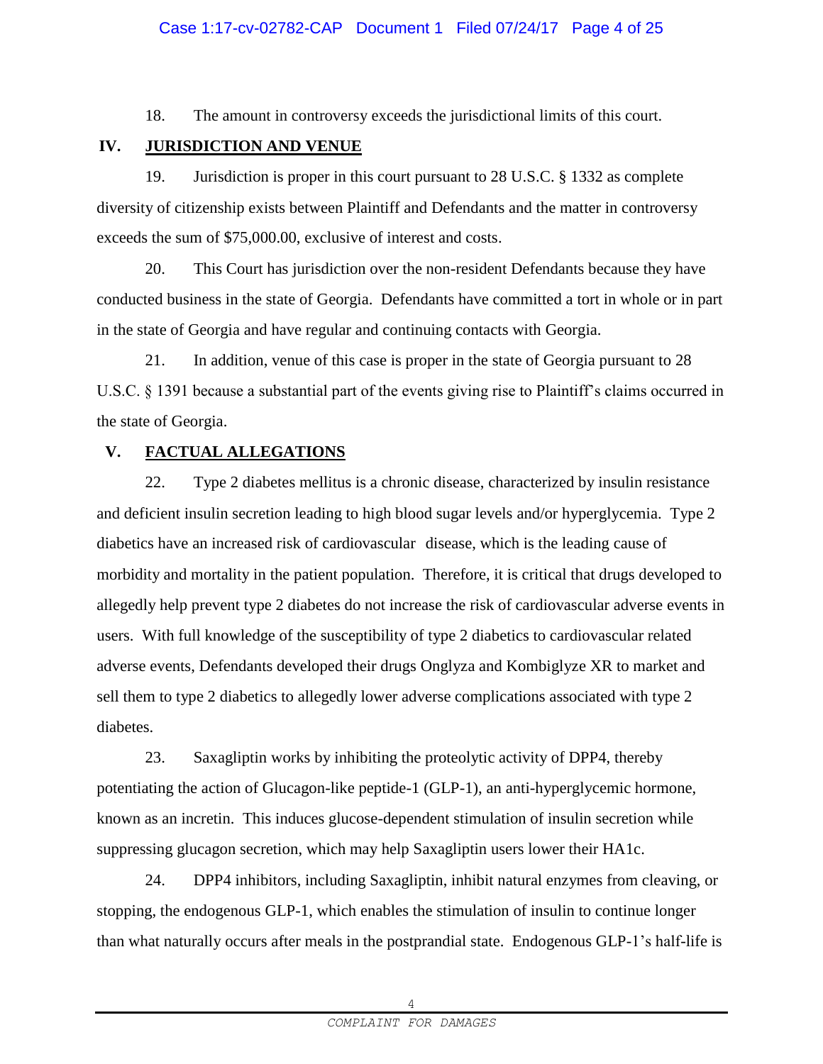18. The amount in controversy exceeds the jurisdictional limits of this court.

## IV. JURISDICTION AND VENUE

19. Jurisdiction is proper in this court pursuant to 28 U.S.C. § 1332 as complete diversity of citizenship exists between Plaintiff and Defendants and the matter in controversy exceeds the sum of $75,000.00, exclusive of interest and costs.

20. This Court has jurisdiction over the non-resident Defendants because they have conducted business in the state of Georgia. Defendants have committed a tort in whole or in part in the state of Georgia and have regular and continuing contacts with Georgia.

21. In addition, venue of this case is proper in the state of Georgia pursuant to 28 U.S.C. § 1391 because a substantial part of the events giving rise to Plaintiff's claims occurred in the state of Georgia.

## V. FACTUAL ALLEGATIONS

22. Type 2 diabetes mellitus is a chronic disease, characterized by insulin resistance and deficient insulin secretion leading to high blood sugar levels and/or hyperglycemia. Type 2 diabetics have an increased risk of cardiovascular disease, which is the leading cause of morbidity and mortality in the patient population. Therefore, it is critical that drugs developed to allegedly help prevent type 2 diabetes do not increase the risk of cardiovascular adverse events in users. With full knowledge of the susceptibility of type 2 diabetics to cardiovascular related adverse events, Defendants developed their drugs Onglyza and Kombiglyze XR to market and sell them to type 2 diabetics to allegedly lower adverse complications associated with type 2 diabetes.

23. Saxagliptin works by inhibiting the proteolytic activity of DPP4, thereby potentiating the action of Glucagon-like peptide-1 (GLP-1), an anti-hyperglycemic hormone, known as an incretin. This induces glucose-dependent stimulation of insulin secretion while suppressing glucagon secretion, which may help Saxagliptin users lower their HA1c.

24. DPP4 inhibitors, including Saxagliptin, inhibit natural enzymes from cleaving, or stopping, the endogenous GLP-1, which enables the stimulation of insulin to continue longer than what naturally occurs after meals in the postprandial state. Endogenous GLP-1's half-life is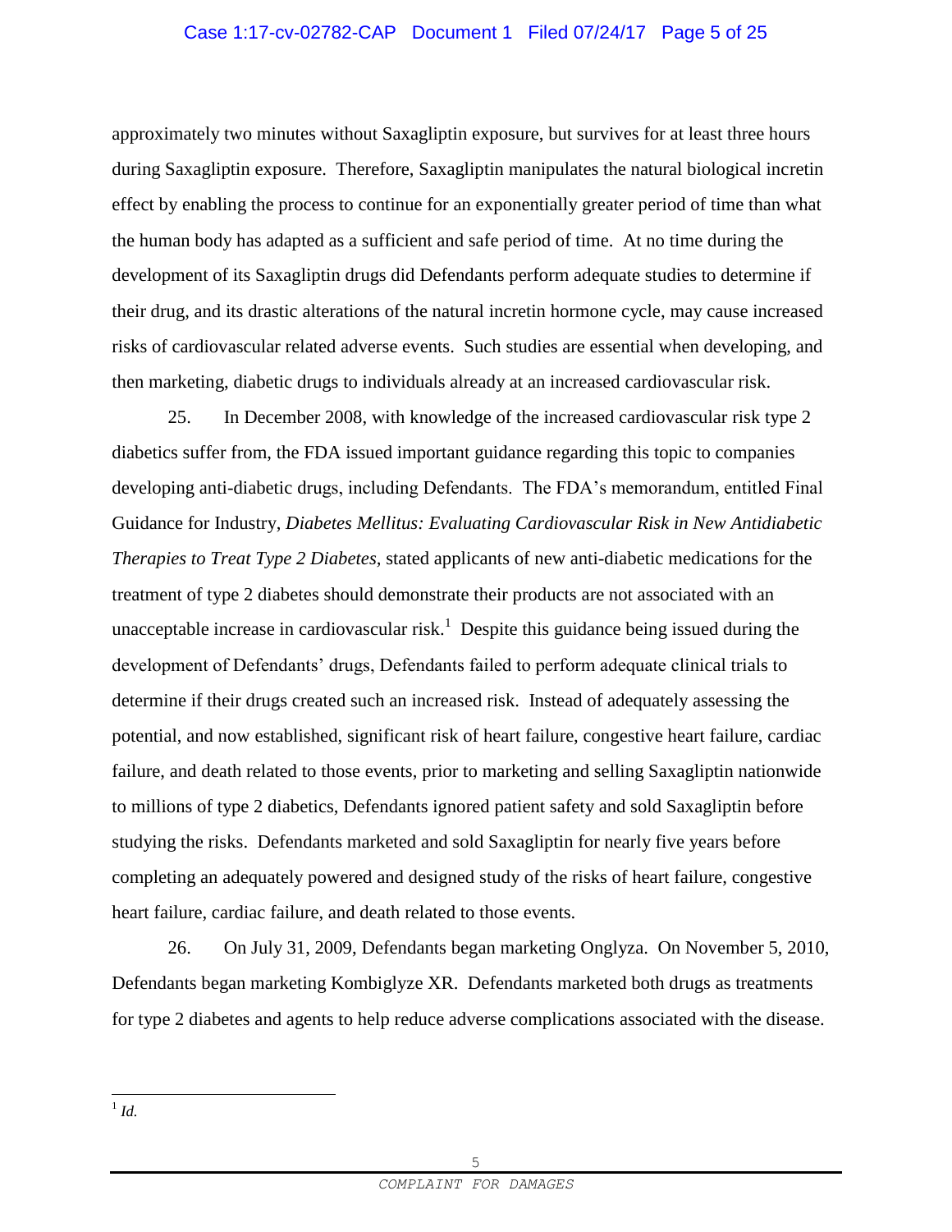approximately two minutes without Saxagliptin exposure, but survives for at least three hours during Saxagliptin exposure. Therefore, Saxagliptin manipulates the natural biological incretin effect by enabling the process to continue for an exponentially greater period of time than what the human body has adapted as a sufficient and safe period of time. At no time during the development of its Saxagliptin drugs did Defendants perform adequate studies to determine if their drug, and its drastic alterations of the natural incretin hormone cycle, may cause increased risks of cardiovascular related adverse events. Such studies are essential when developing, and then marketing, diabetic drugs to individuals already at an increased cardiovascular risk.

25. In December 2008, with knowledge of the increased cardiovascular risk type 2 diabetics suffer from, the FDA issued important guidance regarding this topic to companies developing anti-diabetic drugs, including Defendants. The FDA's memorandum, entitled Final Guidance for Industry, *Diabetes Mellitus: Evaluating Cardiovascular Risk in New Antidiabetic Therapies to Treat Type 2 Diabetes*, stated applicants of new anti-diabetic medications for the treatment of type 2 diabetes should demonstrate their products are not associated with an unacceptable increase in cardiovascular risk.[1] Despite this guidance being issued during the development of Defendants' drugs, Defendants failed to perform adequate clinical trials to determine if their drugs created such an increased risk. Instead of adequately assessing the potential, and now established, significant risk of heart failure, congestive heart failure, cardiac failure, and death related to those events, prior to marketing and selling Saxagliptin nationwide to millions of type 2 diabetics, Defendants ignored patient safety and sold Saxagliptin before studying the risks. Defendants marketed and sold Saxagliptin for nearly five years before completing an adequately powered and designed study of the risks of heart failure, congestive heart failure, cardiac failure, and death related to those events.

26. On July 31, 2009, Defendants began marketing Onglyza. On November 5, 2010, Defendants began marketing Kombiglyze XR. Defendants marketed both drugs as treatments for type 2 diabetes and agents to help reduce adverse complications associated with the disease.

[1] *Id.*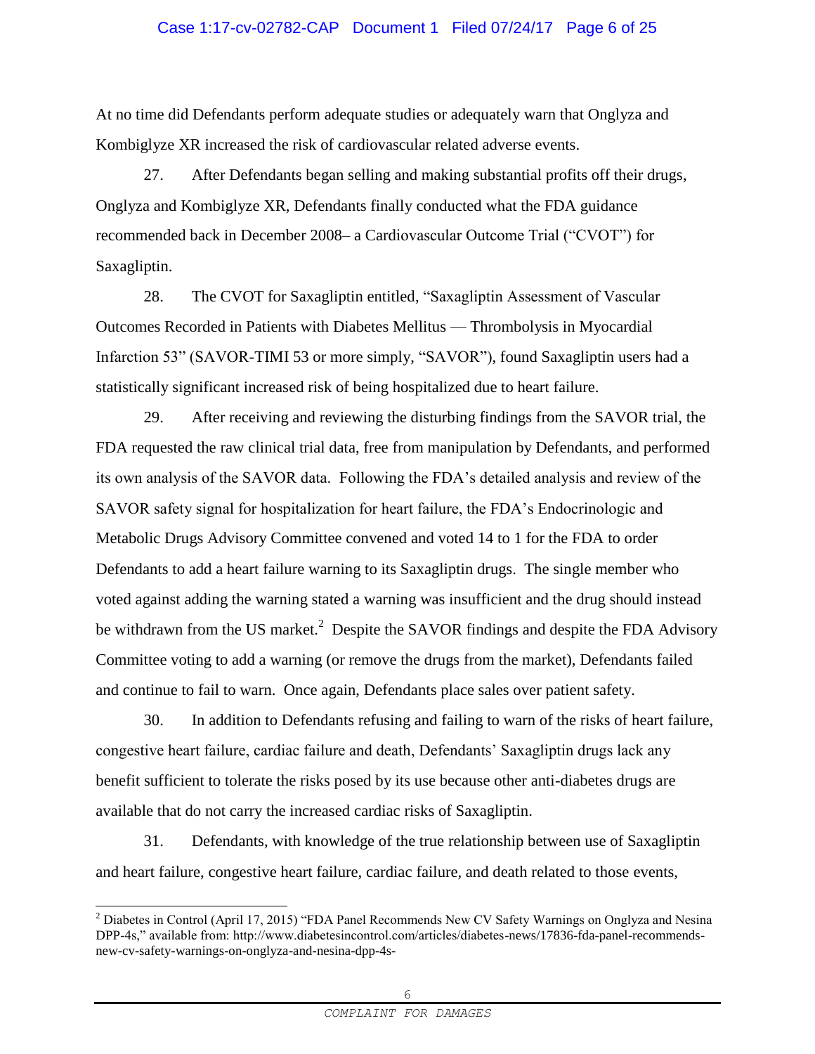At no time did Defendants perform adequate studies or adequately warn that Onglyza and Kombiglyze XR increased the risk of cardiovascular related adverse events.

27. After Defendants began selling and making substantial profits off their drugs, Onglyza and Kombiglyze XR, Defendants finally conducted what the FDA guidance recommended back in December 2008– a Cardiovascular Outcome Trial ("CVOT") for Saxagliptin.

28. The CVOT for Saxagliptin entitled, "Saxagliptin Assessment of Vascular Outcomes Recorded in Patients with Diabetes Mellitus — Thrombolysis in Myocardial Infarction 53" (SAVOR-TIMI 53 or more simply, "SAVOR"), found Saxagliptin users had a statistically significant increased risk of being hospitalized due to heart failure.

29. After receiving and reviewing the disturbing findings from the SAVOR trial, the FDA requested the raw clinical trial data, free from manipulation by Defendants, and performed its own analysis of the SAVOR data. Following the FDA's detailed analysis and review of the SAVOR safety signal for hospitalization for heart failure, the FDA's Endocrinologic and Metabolic Drugs Advisory Committee convened and voted 14 to 1 for the FDA to order Defendants to add a heart failure warning to its Saxagliptin drugs. The single member who voted against adding the warning stated a warning was insufficient and the drug should instead be withdrawn from the US market.[2] Despite the SAVOR findings and despite the FDA Advisory Committee voting to add a warning (or remove the drugs from the market), Defendants failed and continue to fail to warn. Once again, Defendants place sales over patient safety.

30. In addition to Defendants refusing and failing to warn of the risks of heart failure, congestive heart failure, cardiac failure and death, Defendants' Saxagliptin drugs lack any benefit sufficient to tolerate the risks posed by its use because other anti-diabetes drugs are available that do not carry the increased cardiac risks of Saxagliptin.

31. Defendants, with knowledge of the true relationship between use of Saxagliptin and heart failure, congestive heart failure, cardiac failure, and death related to those events,

---

[2] Diabetes in Control (April 17, 2015) "FDA Panel Recommends New CV Safety Warnings on Onglyza and Nesina DPP-4s," available from: http://www.diabetesincontrol.com/articles/diabetes-news/17836-fda-panel-recommends-new-cv-safety-warnings-on-onglyza-and-nesina-dpp-4s-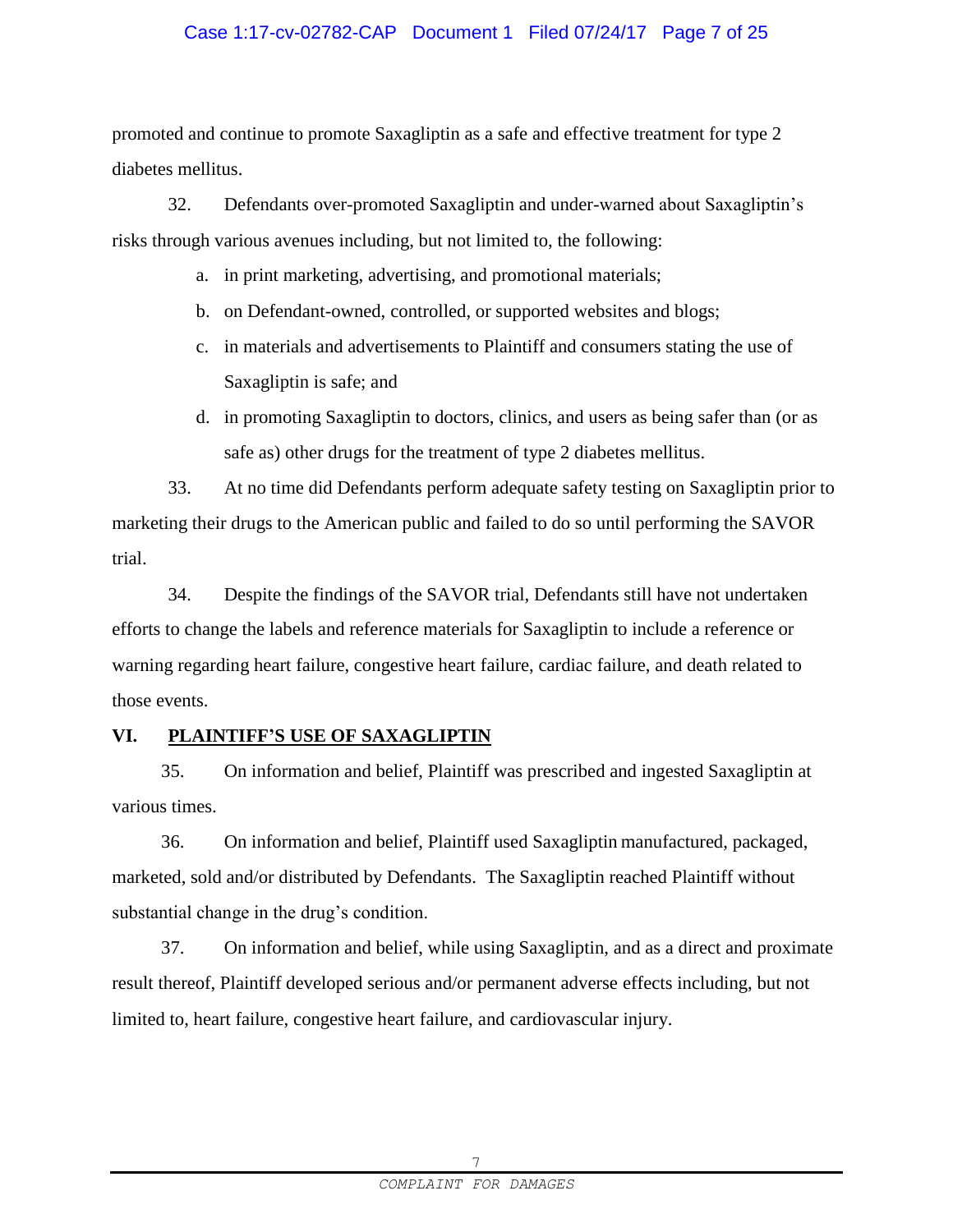promoted and continue to promote Saxagliptin as a safe and effective treatment for type 2 diabetes mellitus.

32. Defendants over-promoted Saxagliptin and under-warned about Saxagliptin's risks through various avenues including, but not limited to, the following:

a. in print marketing, advertising, and promotional materials;

b. on Defendant-owned, controlled, or supported websites and blogs;

c. in materials and advertisements to Plaintiff and consumers stating the use of Saxagliptin is safe; and

d. in promoting Saxagliptin to doctors, clinics, and users as being safer than (or as safe as) other drugs for the treatment of type 2 diabetes mellitus.

33. At no time did Defendants perform adequate safety testing on Saxagliptin prior to marketing their drugs to the American public and failed to do so until performing the SAVOR trial.

34. Despite the findings of the SAVOR trial, Defendants still have not undertaken efforts to change the labels and reference materials for Saxagliptin to include a reference or warning regarding heart failure, congestive heart failure, cardiac failure, and death related to those events.

## VI. PLAINTIFF'S USE OF SAXAGLIPTIN

35. On information and belief, Plaintiff was prescribed and ingested Saxagliptin at various times.

36. On information and belief, Plaintiff used Saxagliptin manufactured, packaged, marketed, sold and/or distributed by Defendants. The Saxagliptin reached Plaintiff without substantial change in the drug's condition.

37. On information and belief, while using Saxagliptin, and as a direct and proximate result thereof, Plaintiff developed serious and/or permanent adverse effects including, but not limited to, heart failure, congestive heart failure, and cardiovascular injury.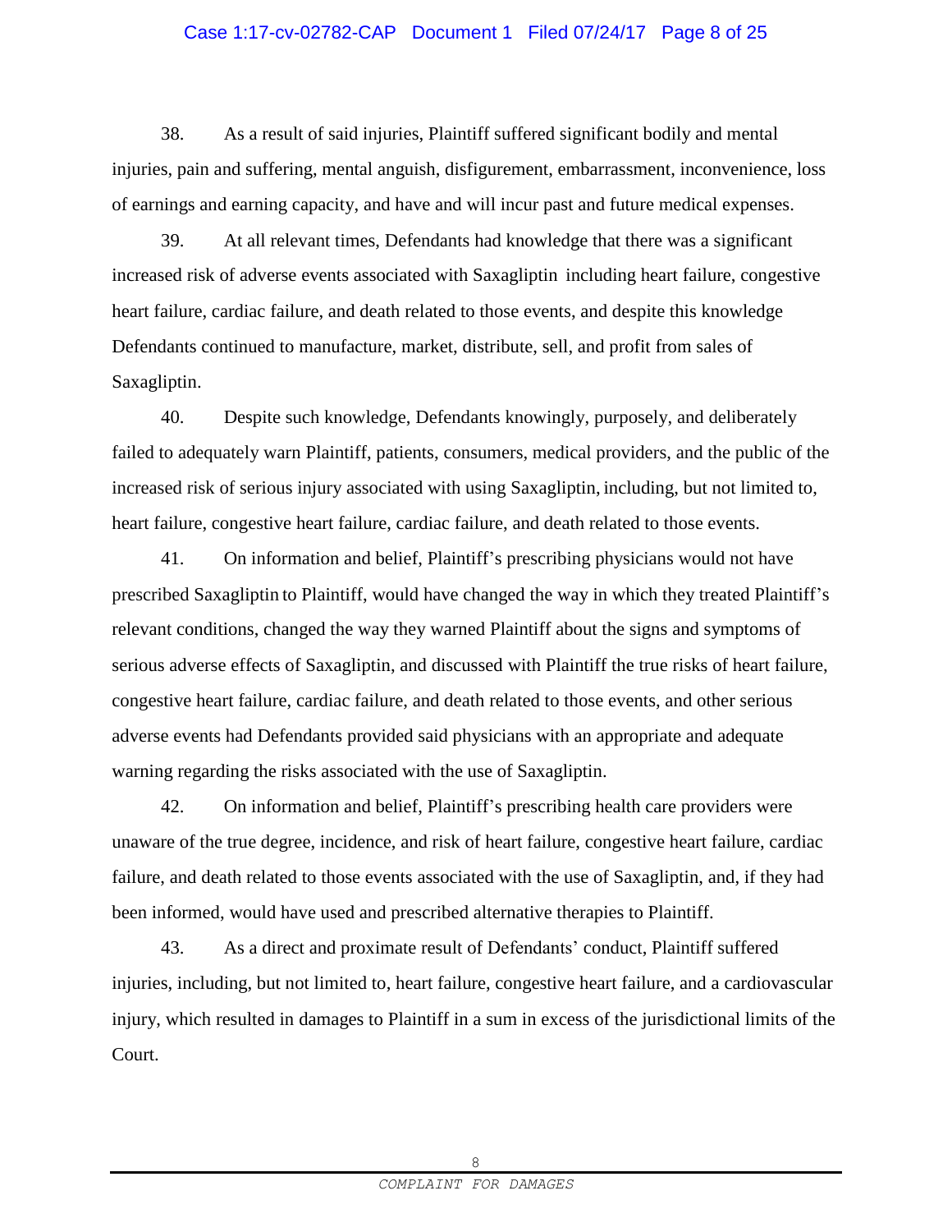38. As a result of said injuries, Plaintiff suffered significant bodily and mental injuries, pain and suffering, mental anguish, disfigurement, embarrassment, inconvenience, loss of earnings and earning capacity, and have and will incur past and future medical expenses.

39. At all relevant times, Defendants had knowledge that there was a significant increased risk of adverse events associated with Saxagliptin including heart failure, congestive heart failure, cardiac failure, and death related to those events, and despite this knowledge Defendants continued to manufacture, market, distribute, sell, and profit from sales of Saxagliptin.

40. Despite such knowledge, Defendants knowingly, purposely, and deliberately failed to adequately warn Plaintiff, patients, consumers, medical providers, and the public of the increased risk of serious injury associated with using Saxagliptin, including, but not limited to, heart failure, congestive heart failure, cardiac failure, and death related to those events.

41. On information and belief, Plaintiff's prescribing physicians would not have prescribed Saxagliptin to Plaintiff, would have changed the way in which they treated Plaintiff's relevant conditions, changed the way they warned Plaintiff about the signs and symptoms of serious adverse effects of Saxagliptin, and discussed with Plaintiff the true risks of heart failure, congestive heart failure, cardiac failure, and death related to those events, and other serious adverse events had Defendants provided said physicians with an appropriate and adequate warning regarding the risks associated with the use of Saxagliptin.

42. On information and belief, Plaintiff's prescribing health care providers were unaware of the true degree, incidence, and risk of heart failure, congestive heart failure, cardiac failure, and death related to those events associated with the use of Saxagliptin, and, if they had been informed, would have used and prescribed alternative therapies to Plaintiff.

43. As a direct and proximate result of Defendants' conduct, Plaintiff suffered injuries, including, but not limited to, heart failure, congestive heart failure, and a cardiovascular injury, which resulted in damages to Plaintiff in a sum in excess of the jurisdictional limits of the Court.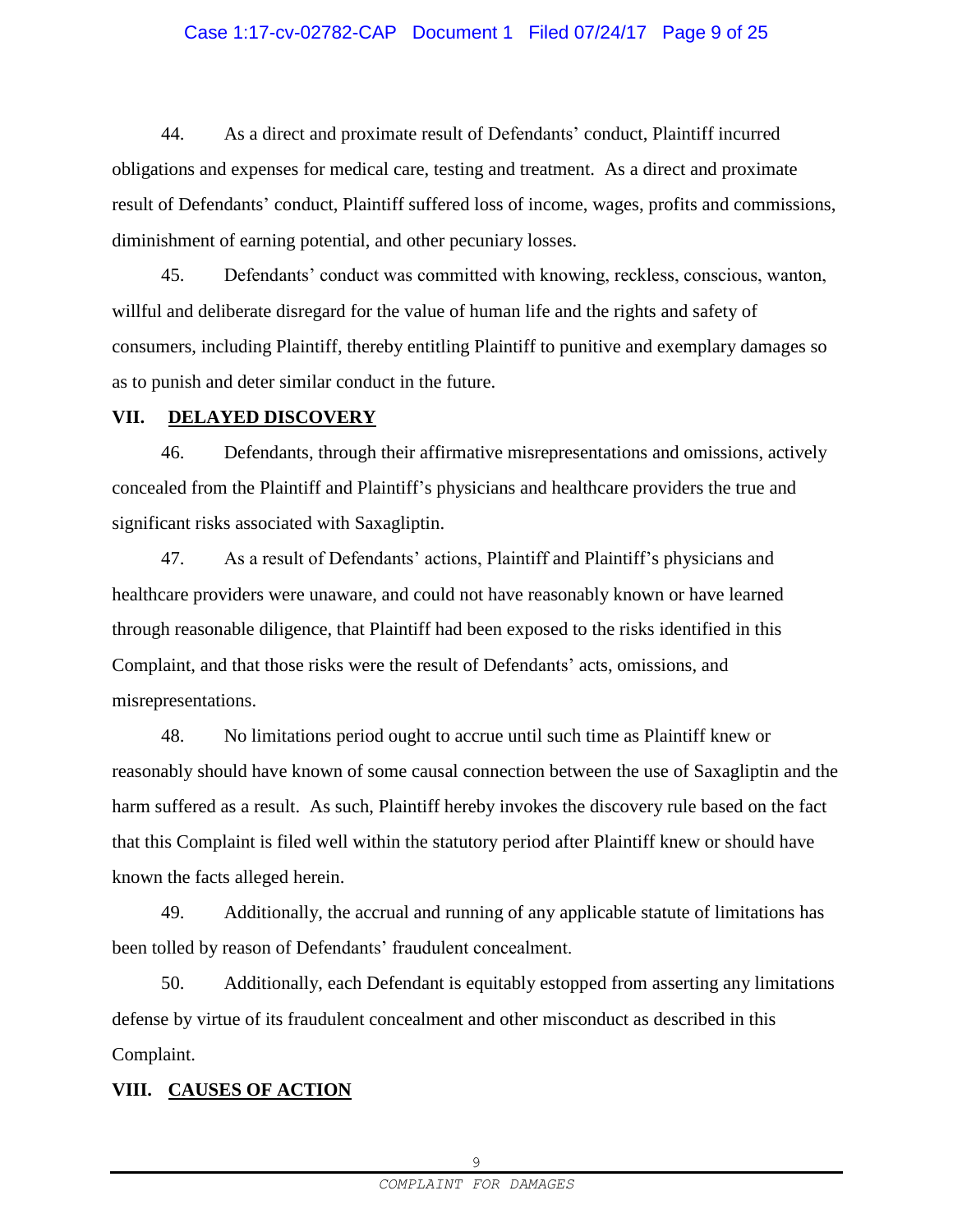44. As a direct and proximate result of Defendants' conduct, Plaintiff incurred obligations and expenses for medical care, testing and treatment. As a direct and proximate result of Defendants' conduct, Plaintiff suffered loss of income, wages, profits and commissions, diminishment of earning potential, and other pecuniary losses.

45. Defendants' conduct was committed with knowing, reckless, conscious, wanton, willful and deliberate disregard for the value of human life and the rights and safety of consumers, including Plaintiff, thereby entitling Plaintiff to punitive and exemplary damages so as to punish and deter similar conduct in the future.

## VII. <u>DELAYED DISCOVERY</u>

46. Defendants, through their affirmative misrepresentations and omissions, actively concealed from the Plaintiff and Plaintiff's physicians and healthcare providers the true and significant risks associated with Saxagliptin.

47. As a result of Defendants' actions, Plaintiff and Plaintiff's physicians and healthcare providers were unaware, and could not have reasonably known or have learned through reasonable diligence, that Plaintiff had been exposed to the risks identified in this Complaint, and that those risks were the result of Defendants' acts, omissions, and misrepresentations.

48. No limitations period ought to accrue until such time as Plaintiff knew or reasonably should have known of some causal connection between the use of Saxagliptin and the harm suffered as a result. As such, Plaintiff hereby invokes the discovery rule based on the fact that this Complaint is filed well within the statutory period after Plaintiff knew or should have known the facts alleged herein.

49. Additionally, the accrual and running of any applicable statute of limitations has been tolled by reason of Defendants' fraudulent concealment.

50. Additionally, each Defendant is equitably estopped from asserting any limitations defense by virtue of its fraudulent concealment and other misconduct as described in this Complaint.

## VIII. <u>CAUSES OF ACTION</u>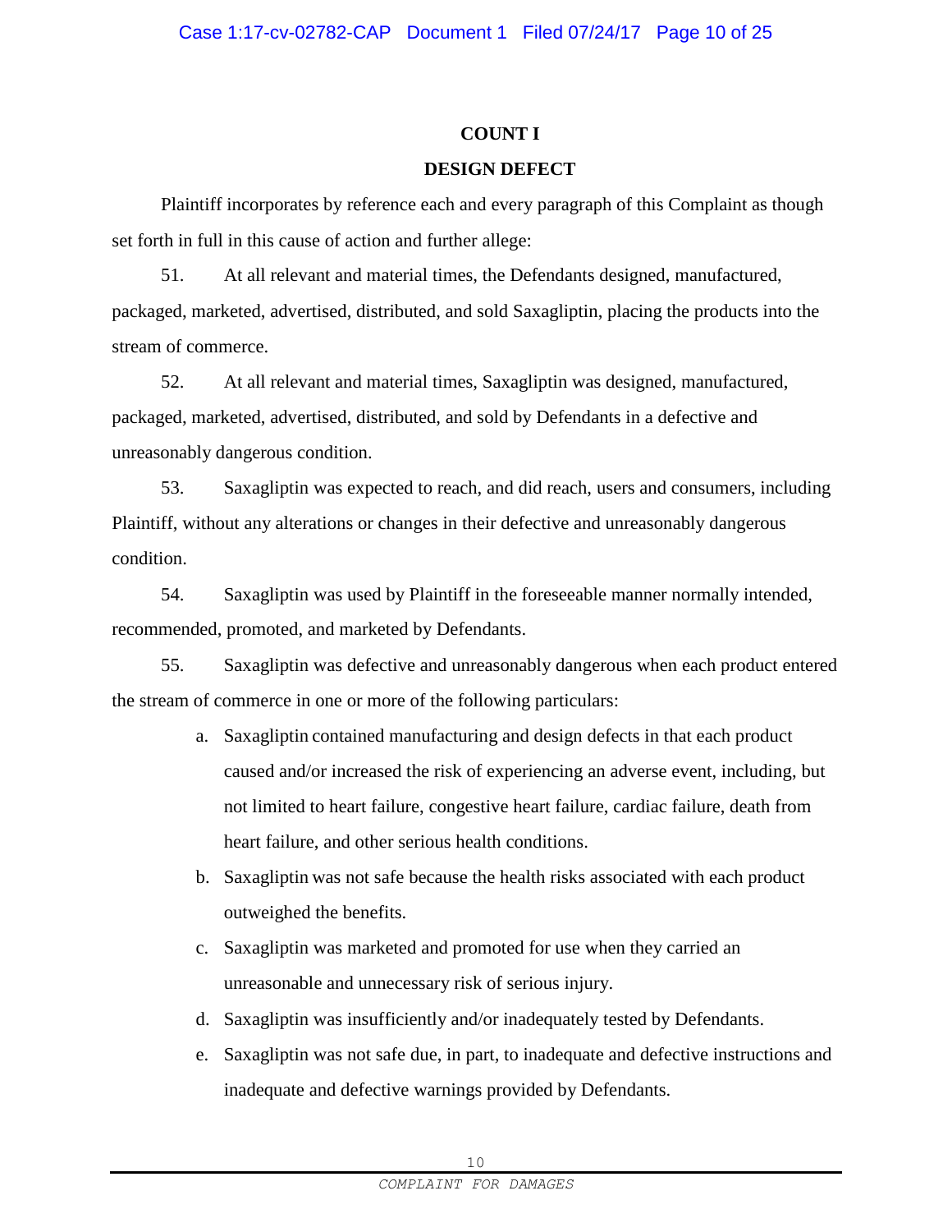## COUNT I

## DESIGN DEFECT

Plaintiff incorporates by reference each and every paragraph of this Complaint as though set forth in full in this cause of action and further allege:

51. At all relevant and material times, the Defendants designed, manufactured, packaged, marketed, advertised, distributed, and sold Saxagliptin, placing the products into the stream of commerce.

52. At all relevant and material times, Saxagliptin was designed, manufactured, packaged, marketed, advertised, distributed, and sold by Defendants in a defective and unreasonably dangerous condition.

53. Saxagliptin was expected to reach, and did reach, users and consumers, including Plaintiff, without any alterations or changes in their defective and unreasonably dangerous condition.

54. Saxagliptin was used by Plaintiff in the foreseeable manner normally intended, recommended, promoted, and marketed by Defendants.

55. Saxagliptin was defective and unreasonably dangerous when each product entered the stream of commerce in one or more of the following particulars:

a. Saxagliptin contained manufacturing and design defects in that each product caused and/or increased the risk of experiencing an adverse event, including, but not limited to heart failure, congestive heart failure, cardiac failure, death from heart failure, and other serious health conditions.

b. Saxagliptin was not safe because the health risks associated with each product outweighed the benefits.

c. Saxagliptin was marketed and promoted for use when they carried an unreasonable and unnecessary risk of serious injury.

d. Saxagliptin was insufficiently and/or inadequately tested by Defendants.

e. Saxagliptin was not safe due, in part, to inadequate and defective instructions and inadequate and defective warnings provided by Defendants.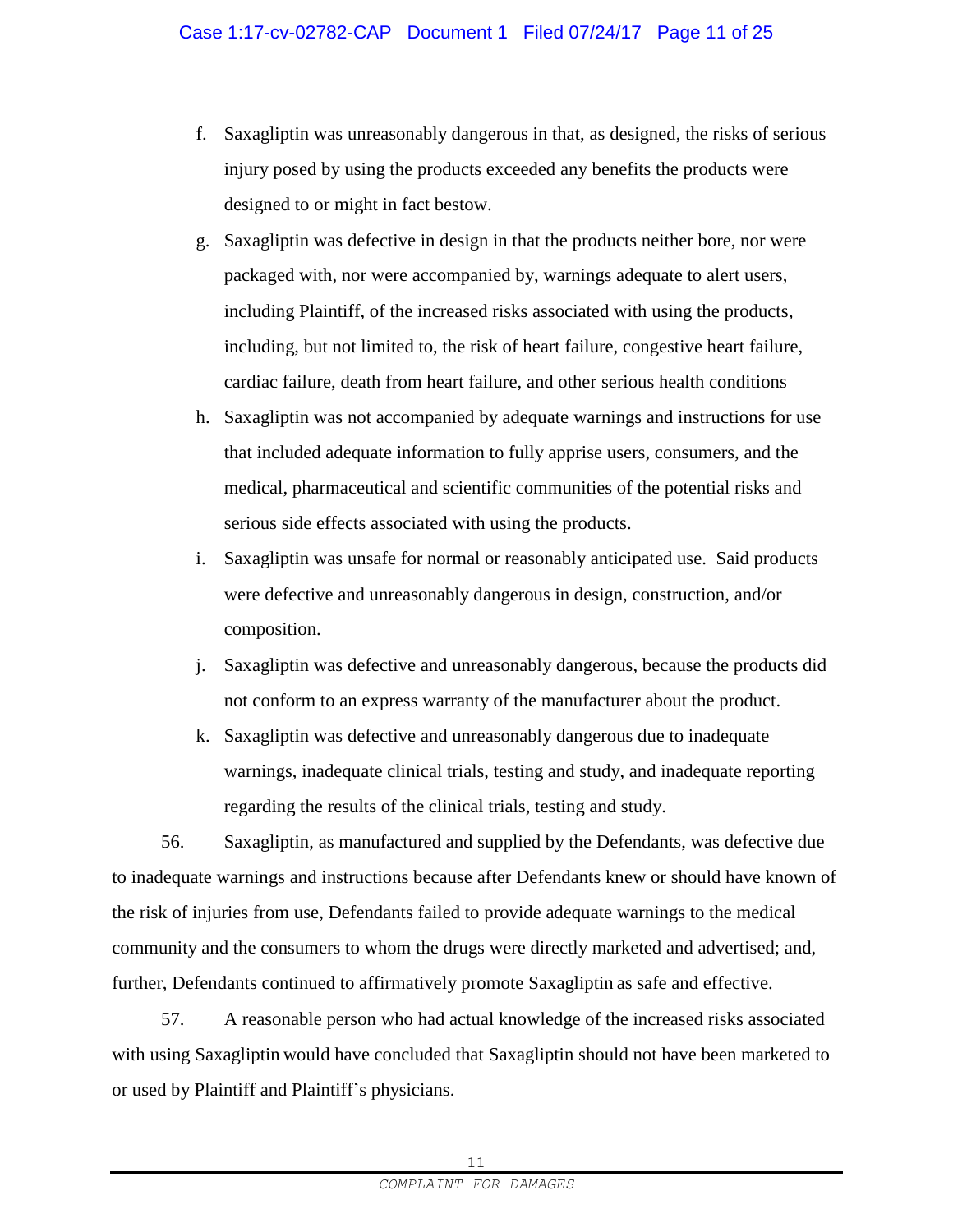f. Saxagliptin was unreasonably dangerous in that, as designed, the risks of serious injury posed by using the products exceeded any benefits the products were designed to or might in fact bestow.

g. Saxagliptin was defective in design in that the products neither bore, nor were packaged with, nor were accompanied by, warnings adequate to alert users, including Plaintiff, of the increased risks associated with using the products, including, but not limited to, the risk of heart failure, congestive heart failure, cardiac failure, death from heart failure, and other serious health conditions

h. Saxagliptin was not accompanied by adequate warnings and instructions for use that included adequate information to fully apprise users, consumers, and the medical, pharmaceutical and scientific communities of the potential risks and serious side effects associated with using the products.

i. Saxagliptin was unsafe for normal or reasonably anticipated use. Said products were defective and unreasonably dangerous in design, construction, and/or composition.

j. Saxagliptin was defective and unreasonably dangerous, because the products did not conform to an express warranty of the manufacturer about the product.

k. Saxagliptin was defective and unreasonably dangerous due to inadequate warnings, inadequate clinical trials, testing and study, and inadequate reporting regarding the results of the clinical trials, testing and study.

56. Saxagliptin, as manufactured and supplied by the Defendants, was defective due to inadequate warnings and instructions because after Defendants knew or should have known of the risk of injuries from use, Defendants failed to provide adequate warnings to the medical community and the consumers to whom the drugs were directly marketed and advertised; and, further, Defendants continued to affirmatively promote Saxagliptin as safe and effective.

57. A reasonable person who had actual knowledge of the increased risks associated with using Saxagliptin would have concluded that Saxagliptin should not have been marketed to or used by Plaintiff and Plaintiff's physicians.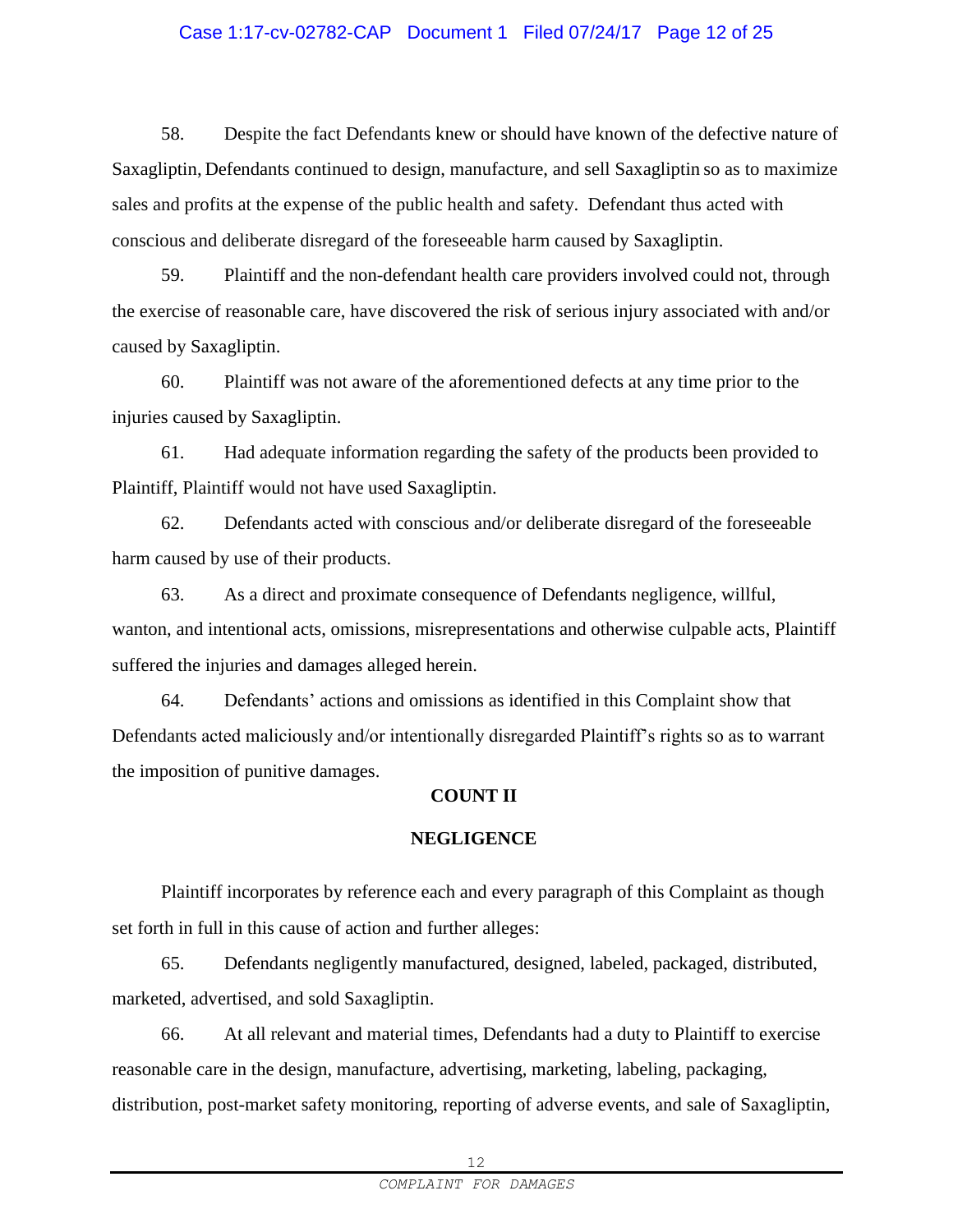58. Despite the fact Defendants knew or should have known of the defective nature of Saxagliptin, Defendants continued to design, manufacture, and sell Saxagliptin so as to maximize sales and profits at the expense of the public health and safety. Defendant thus acted with conscious and deliberate disregard of the foreseeable harm caused by Saxagliptin.

59. Plaintiff and the non-defendant health care providers involved could not, through the exercise of reasonable care, have discovered the risk of serious injury associated with and/or caused by Saxagliptin.

60. Plaintiff was not aware of the aforementioned defects at any time prior to the injuries caused by Saxagliptin.

61. Had adequate information regarding the safety of the products been provided to Plaintiff, Plaintiff would not have used Saxagliptin.

62. Defendants acted with conscious and/or deliberate disregard of the foreseeable harm caused by use of their products.

63. As a direct and proximate consequence of Defendants negligence, willful, wanton, and intentional acts, omissions, misrepresentations and otherwise culpable acts, Plaintiff suffered the injuries and damages alleged herein.

64. Defendants' actions and omissions as identified in this Complaint show that Defendants acted maliciously and/or intentionally disregarded Plaintiff's rights so as to warrant the imposition of punitive damages.

**COUNT II**

**NEGLIGENCE**

Plaintiff incorporates by reference each and every paragraph of this Complaint as though set forth in full in this cause of action and further alleges:

65. Defendants negligently manufactured, designed, labeled, packaged, distributed, marketed, advertised, and sold Saxagliptin.

66. At all relevant and material times, Defendants had a duty to Plaintiff to exercise reasonable care in the design, manufacture, advertising, marketing, labeling, packaging, distribution, post-market safety monitoring, reporting of adverse events, and sale of Saxagliptin,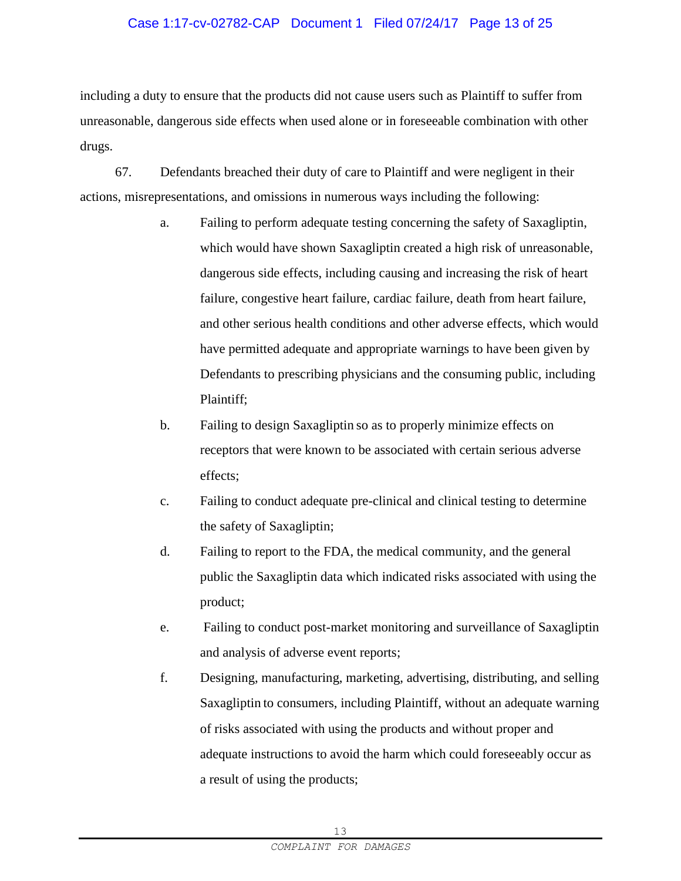including a duty to ensure that the products did not cause users such as Plaintiff to suffer from unreasonable, dangerous side effects when used alone or in foreseeable combination with other drugs.

67. Defendants breached their duty of care to Plaintiff and were negligent in their actions, misrepresentations, and omissions in numerous ways including the following:

a. Failing to perform adequate testing concerning the safety of Saxagliptin, which would have shown Saxagliptin created a high risk of unreasonable, dangerous side effects, including causing and increasing the risk of heart failure, congestive heart failure, cardiac failure, death from heart failure, and other serious health conditions and other adverse effects, which would have permitted adequate and appropriate warnings to have been given by Defendants to prescribing physicians and the consuming public, including Plaintiff;

b. Failing to design Saxagliptin so as to properly minimize effects on receptors that were known to be associated with certain serious adverse effects;

c. Failing to conduct adequate pre-clinical and clinical testing to determine the safety of Saxagliptin;

d. Failing to report to the FDA, the medical community, and the general public the Saxagliptin data which indicated risks associated with using the product;

e. Failing to conduct post-market monitoring and surveillance of Saxagliptin and analysis of adverse event reports;

f. Designing, manufacturing, marketing, advertising, distributing, and selling Saxagliptin to consumers, including Plaintiff, without an adequate warning of risks associated with using the products and without proper and adequate instructions to avoid the harm which could foreseeably occur as a result of using the products;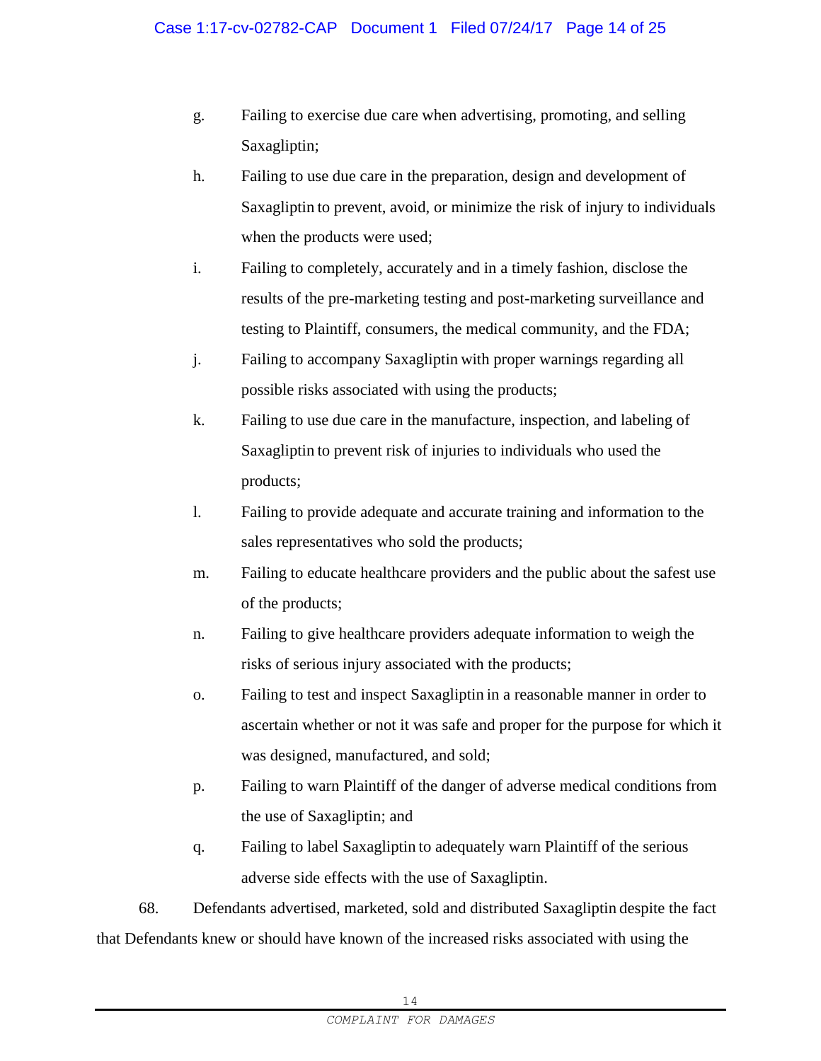g. Failing to exercise due care when advertising, promoting, and selling Saxagliptin;

h. Failing to use due care in the preparation, design and development of Saxagliptin to prevent, avoid, or minimize the risk of injury to individuals when the products were used;

i. Failing to completely, accurately and in a timely fashion, disclose the results of the pre-marketing testing and post-marketing surveillance and testing to Plaintiff, consumers, the medical community, and the FDA;

j. Failing to accompany Saxagliptin with proper warnings regarding all possible risks associated with using the products;

k. Failing to use due care in the manufacture, inspection, and labeling of Saxagliptin to prevent risk of injuries to individuals who used the products;

l. Failing to provide adequate and accurate training and information to the sales representatives who sold the products;

m. Failing to educate healthcare providers and the public about the safest use of the products;

n. Failing to give healthcare providers adequate information to weigh the risks of serious injury associated with the products;

o. Failing to test and inspect Saxagliptin in a reasonable manner in order to ascertain whether or not it was safe and proper for the purpose for which it was designed, manufactured, and sold;

p. Failing to warn Plaintiff of the danger of adverse medical conditions from the use of Saxagliptin; and

q. Failing to label Saxagliptin to adequately warn Plaintiff of the serious adverse side effects with the use of Saxagliptin.

68. Defendants advertised, marketed, sold and distributed Saxagliptin despite the fact that Defendants knew or should have known of the increased risks associated with using the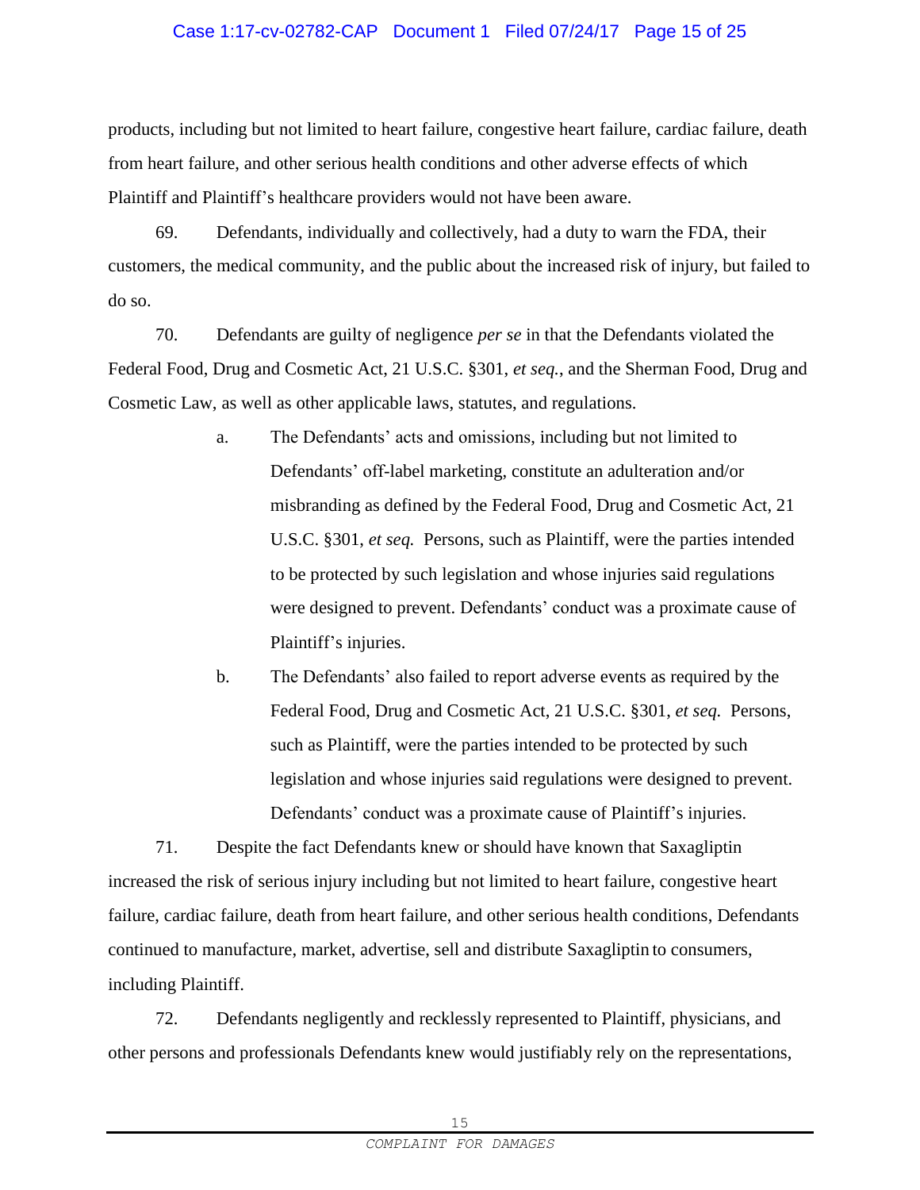products, including but not limited to heart failure, congestive heart failure, cardiac failure, death from heart failure, and other serious health conditions and other adverse effects of which Plaintiff and Plaintiff's healthcare providers would not have been aware.

69. Defendants, individually and collectively, had a duty to warn the FDA, their customers, the medical community, and the public about the increased risk of injury, but failed to do so.

70. Defendants are guilty of negligence *per se* in that the Defendants violated the Federal Food, Drug and Cosmetic Act, 21 U.S.C. §301, *et seq.*, and the Sherman Food, Drug and Cosmetic Law, as well as other applicable laws, statutes, and regulations.

   a. The Defendants' acts and omissions, including but not limited to Defendants' off-label marketing, constitute an adulteration and/or misbranding as defined by the Federal Food, Drug and Cosmetic Act, 21 U.S.C. §301, *et seq.* Persons, such as Plaintiff, were the parties intended to be protected by such legislation and whose injuries said regulations were designed to prevent. Defendants' conduct was a proximate cause of Plaintiff's injuries.

   b. The Defendants' also failed to report adverse events as required by the Federal Food, Drug and Cosmetic Act, 21 U.S.C. §301, *et seq.* Persons, such as Plaintiff, were the parties intended to be protected by such legislation and whose injuries said regulations were designed to prevent. Defendants' conduct was a proximate cause of Plaintiff's injuries.

71. Despite the fact Defendants knew or should have known that Saxagliptin increased the risk of serious injury including but not limited to heart failure, congestive heart failure, cardiac failure, death from heart failure, and other serious health conditions, Defendants continued to manufacture, market, advertise, sell and distribute Saxagliptin to consumers, including Plaintiff.

72. Defendants negligently and recklessly represented to Plaintiff, physicians, and other persons and professionals Defendants knew would justifiably rely on the representations,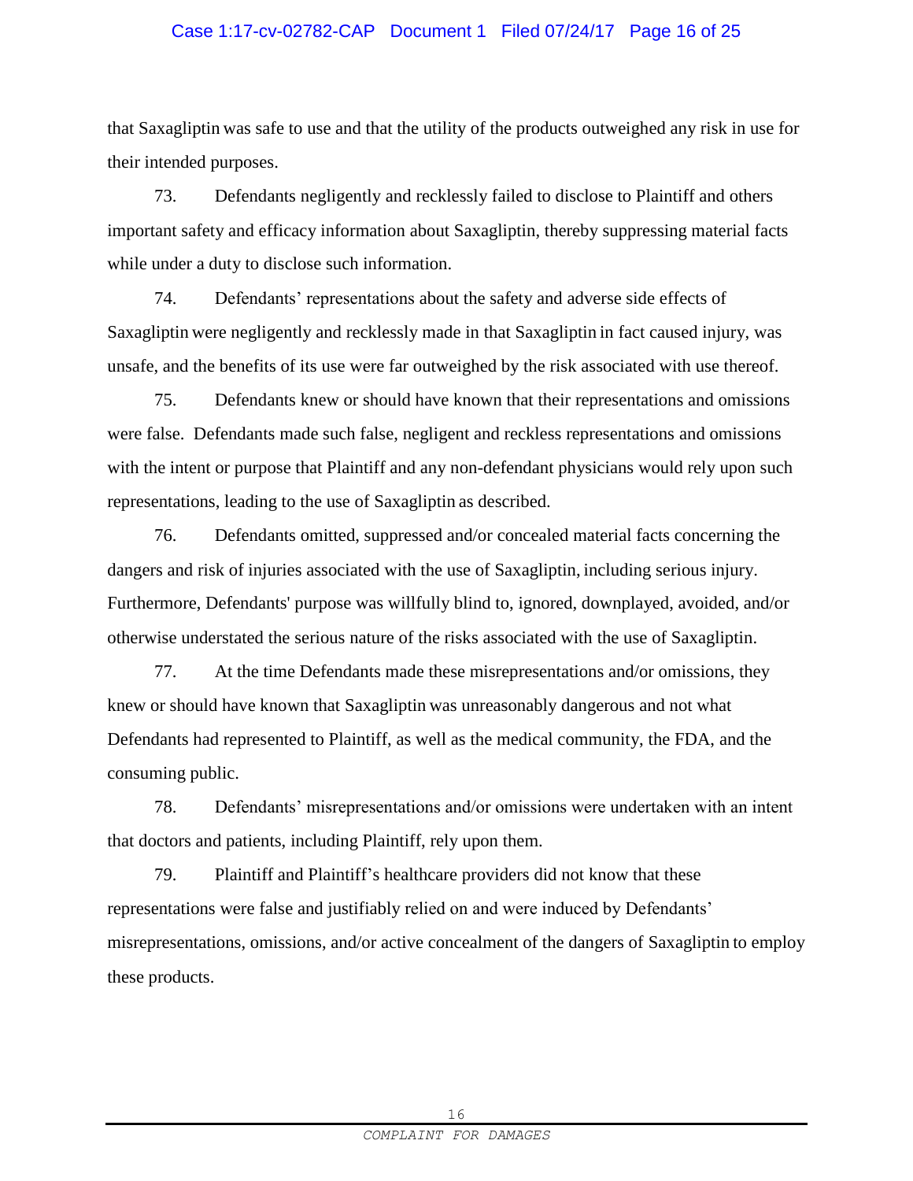that Saxagliptin was safe to use and that the utility of the products outweighed any risk in use for their intended purposes.

73. Defendants negligently and recklessly failed to disclose to Plaintiff and others important safety and efficacy information about Saxagliptin, thereby suppressing material facts while under a duty to disclose such information.

74. Defendants' representations about the safety and adverse side effects of Saxagliptin were negligently and recklessly made in that Saxagliptin in fact caused injury, was unsafe, and the benefits of its use were far outweighed by the risk associated with use thereof.

75. Defendants knew or should have known that their representations and omissions were false. Defendants made such false, negligent and reckless representations and omissions with the intent or purpose that Plaintiff and any non-defendant physicians would rely upon such representations, leading to the use of Saxagliptin as described.

76. Defendants omitted, suppressed and/or concealed material facts concerning the dangers and risk of injuries associated with the use of Saxagliptin, including serious injury. Furthermore, Defendants' purpose was willfully blind to, ignored, downplayed, avoided, and/or otherwise understated the serious nature of the risks associated with the use of Saxagliptin.

77. At the time Defendants made these misrepresentations and/or omissions, they knew or should have known that Saxagliptin was unreasonably dangerous and not what Defendants had represented to Plaintiff, as well as the medical community, the FDA, and the consuming public.

78. Defendants' misrepresentations and/or omissions were undertaken with an intent that doctors and patients, including Plaintiff, rely upon them.

79. Plaintiff and Plaintiff's healthcare providers did not know that these representations were false and justifiably relied on and were induced by Defendants' misrepresentations, omissions, and/or active concealment of the dangers of Saxagliptin to employ these products.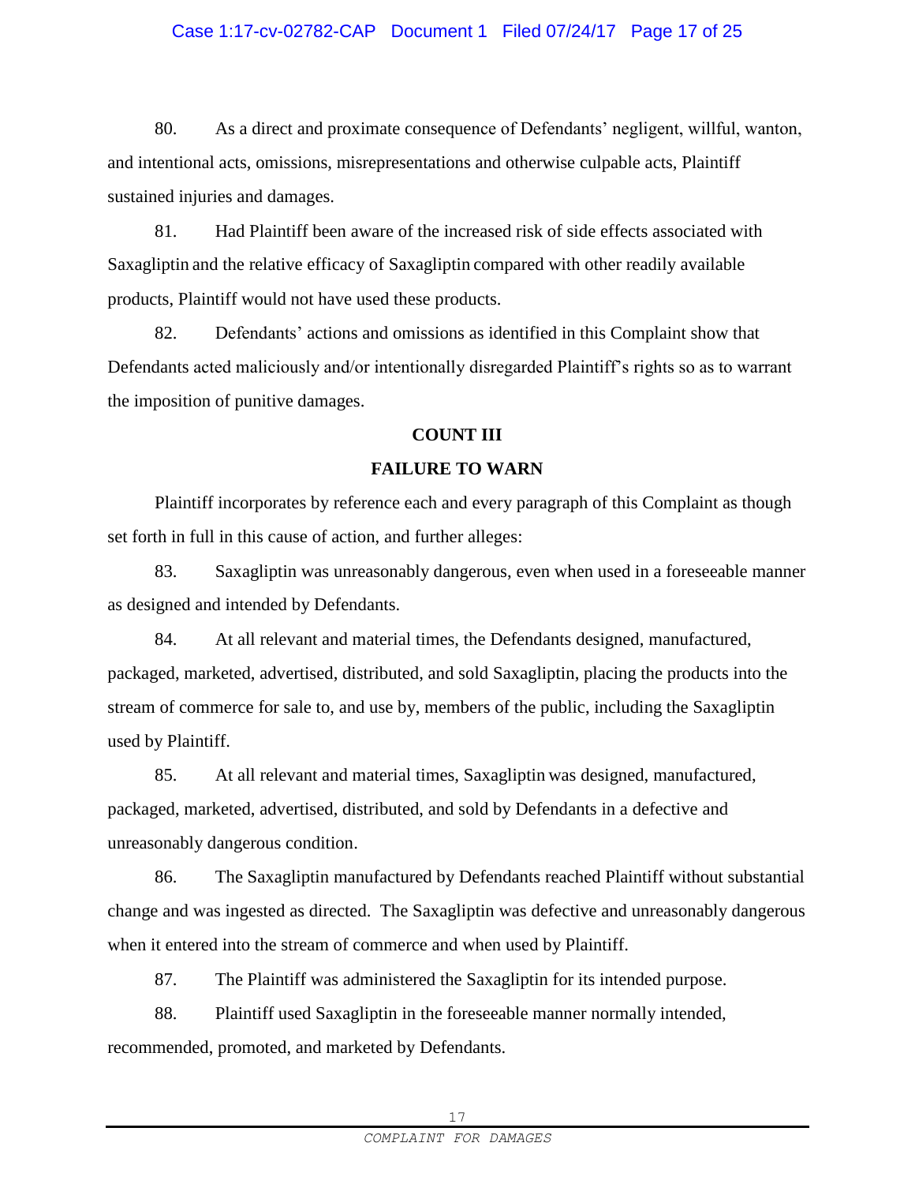80. As a direct and proximate consequence of Defendants' negligent, willful, wanton, and intentional acts, omissions, misrepresentations and otherwise culpable acts, Plaintiff sustained injuries and damages.

81. Had Plaintiff been aware of the increased risk of side effects associated with Saxagliptin and the relative efficacy of Saxagliptin compared with other readily available products, Plaintiff would not have used these products.

82. Defendants' actions and omissions as identified in this Complaint show that Defendants acted maliciously and/or intentionally disregarded Plaintiff's rights so as to warrant the imposition of punitive damages.

**COUNT III**

**FAILURE TO WARN**

Plaintiff incorporates by reference each and every paragraph of this Complaint as though set forth in full in this cause of action, and further alleges:

83. Saxagliptin was unreasonably dangerous, even when used in a foreseeable manner as designed and intended by Defendants.

84. At all relevant and material times, the Defendants designed, manufactured, packaged, marketed, advertised, distributed, and sold Saxagliptin, placing the products into the stream of commerce for sale to, and use by, members of the public, including the Saxagliptin used by Plaintiff.

85. At all relevant and material times, Saxagliptin was designed, manufactured, packaged, marketed, advertised, distributed, and sold by Defendants in a defective and unreasonably dangerous condition.

86. The Saxagliptin manufactured by Defendants reached Plaintiff without substantial change and was ingested as directed. The Saxagliptin was defective and unreasonably dangerous when it entered into the stream of commerce and when used by Plaintiff.

87. The Plaintiff was administered the Saxagliptin for its intended purpose.

88. Plaintiff used Saxagliptin in the foreseeable manner normally intended, recommended, promoted, and marketed by Defendants.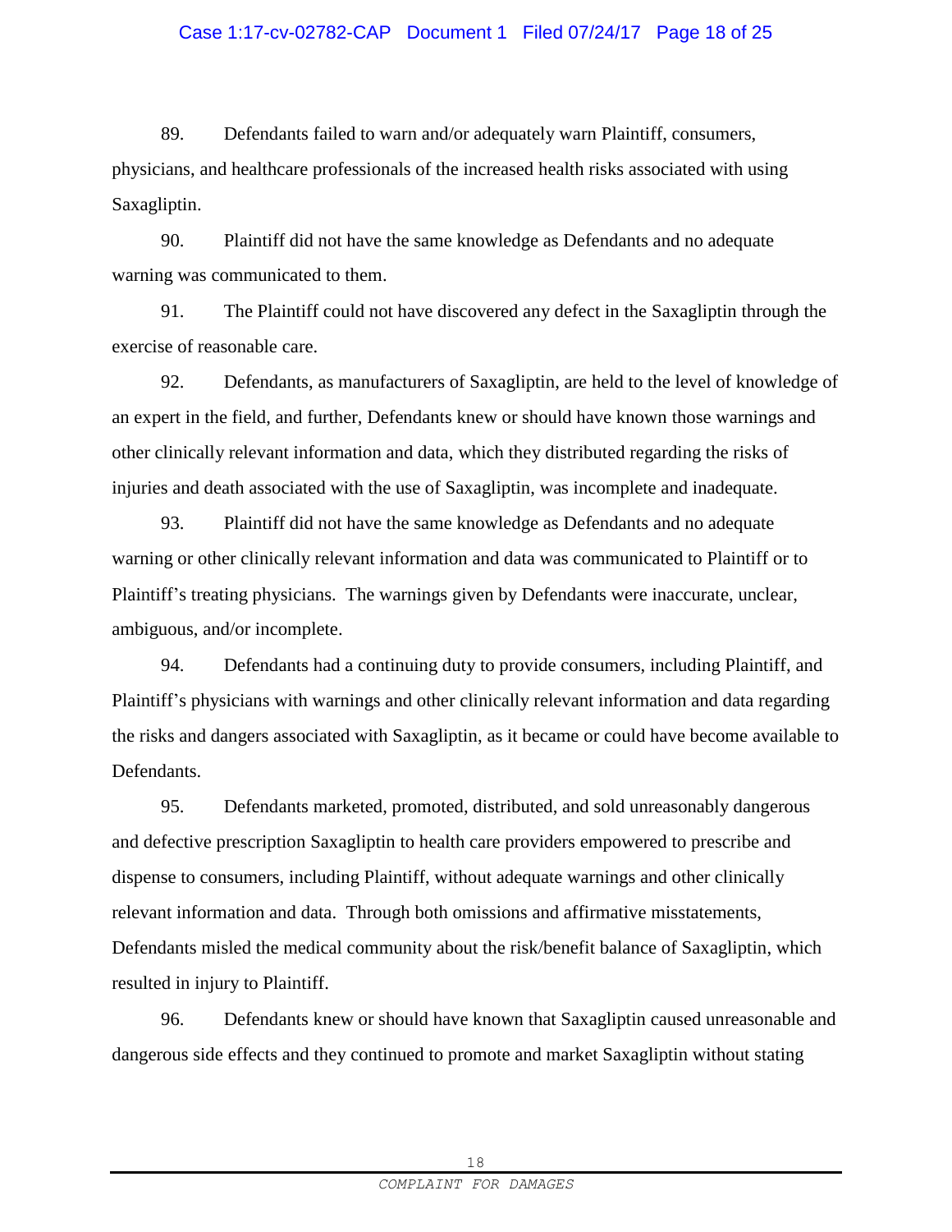89. Defendants failed to warn and/or adequately warn Plaintiff, consumers, physicians, and healthcare professionals of the increased health risks associated with using Saxagliptin.

90. Plaintiff did not have the same knowledge as Defendants and no adequate warning was communicated to them.

91. The Plaintiff could not have discovered any defect in the Saxagliptin through the exercise of reasonable care.

92. Defendants, as manufacturers of Saxagliptin, are held to the level of knowledge of an expert in the field, and further, Defendants knew or should have known those warnings and other clinically relevant information and data, which they distributed regarding the risks of injuries and death associated with the use of Saxagliptin, was incomplete and inadequate.

93. Plaintiff did not have the same knowledge as Defendants and no adequate warning or other clinically relevant information and data was communicated to Plaintiff or to Plaintiff's treating physicians. The warnings given by Defendants were inaccurate, unclear, ambiguous, and/or incomplete.

94. Defendants had a continuing duty to provide consumers, including Plaintiff, and Plaintiff's physicians with warnings and other clinically relevant information and data regarding the risks and dangers associated with Saxagliptin, as it became or could have become available to Defendants.

95. Defendants marketed, promoted, distributed, and sold unreasonably dangerous and defective prescription Saxagliptin to health care providers empowered to prescribe and dispense to consumers, including Plaintiff, without adequate warnings and other clinically relevant information and data. Through both omissions and affirmative misstatements, Defendants misled the medical community about the risk/benefit balance of Saxagliptin, which resulted in injury to Plaintiff.

96. Defendants knew or should have known that Saxagliptin caused unreasonable and dangerous side effects and they continued to promote and market Saxagliptin without stating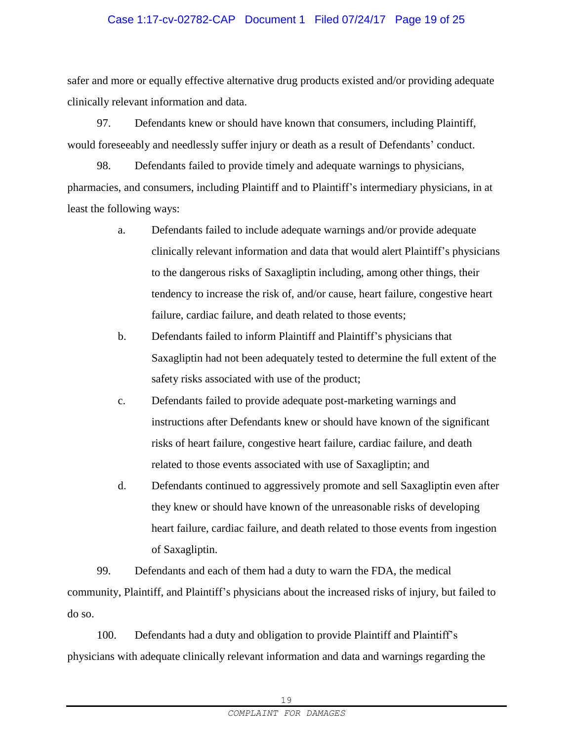safer and more or equally effective alternative drug products existed and/or providing adequate clinically relevant information and data.

97. Defendants knew or should have known that consumers, including Plaintiff, would foreseeably and needlessly suffer injury or death as a result of Defendants' conduct.

98. Defendants failed to provide timely and adequate warnings to physicians, pharmacies, and consumers, including Plaintiff and to Plaintiff's intermediary physicians, in at least the following ways:

a. Defendants failed to include adequate warnings and/or provide adequate clinically relevant information and data that would alert Plaintiff's physicians to the dangerous risks of Saxagliptin including, among other things, their tendency to increase the risk of, and/or cause, heart failure, congestive heart failure, cardiac failure, and death related to those events;

b. Defendants failed to inform Plaintiff and Plaintiff's physicians that Saxagliptin had not been adequately tested to determine the full extent of the safety risks associated with use of the product;

c. Defendants failed to provide adequate post-marketing warnings and instructions after Defendants knew or should have known of the significant risks of heart failure, congestive heart failure, cardiac failure, and death related to those events associated with use of Saxagliptin; and

d. Defendants continued to aggressively promote and sell Saxagliptin even after they knew or should have known of the unreasonable risks of developing heart failure, cardiac failure, and death related to those events from ingestion of Saxagliptin.

99. Defendants and each of them had a duty to warn the FDA, the medical community, Plaintiff, and Plaintiff's physicians about the increased risks of injury, but failed to do so.

100. Defendants had a duty and obligation to provide Plaintiff and Plaintiff's physicians with adequate clinically relevant information and data and warnings regarding the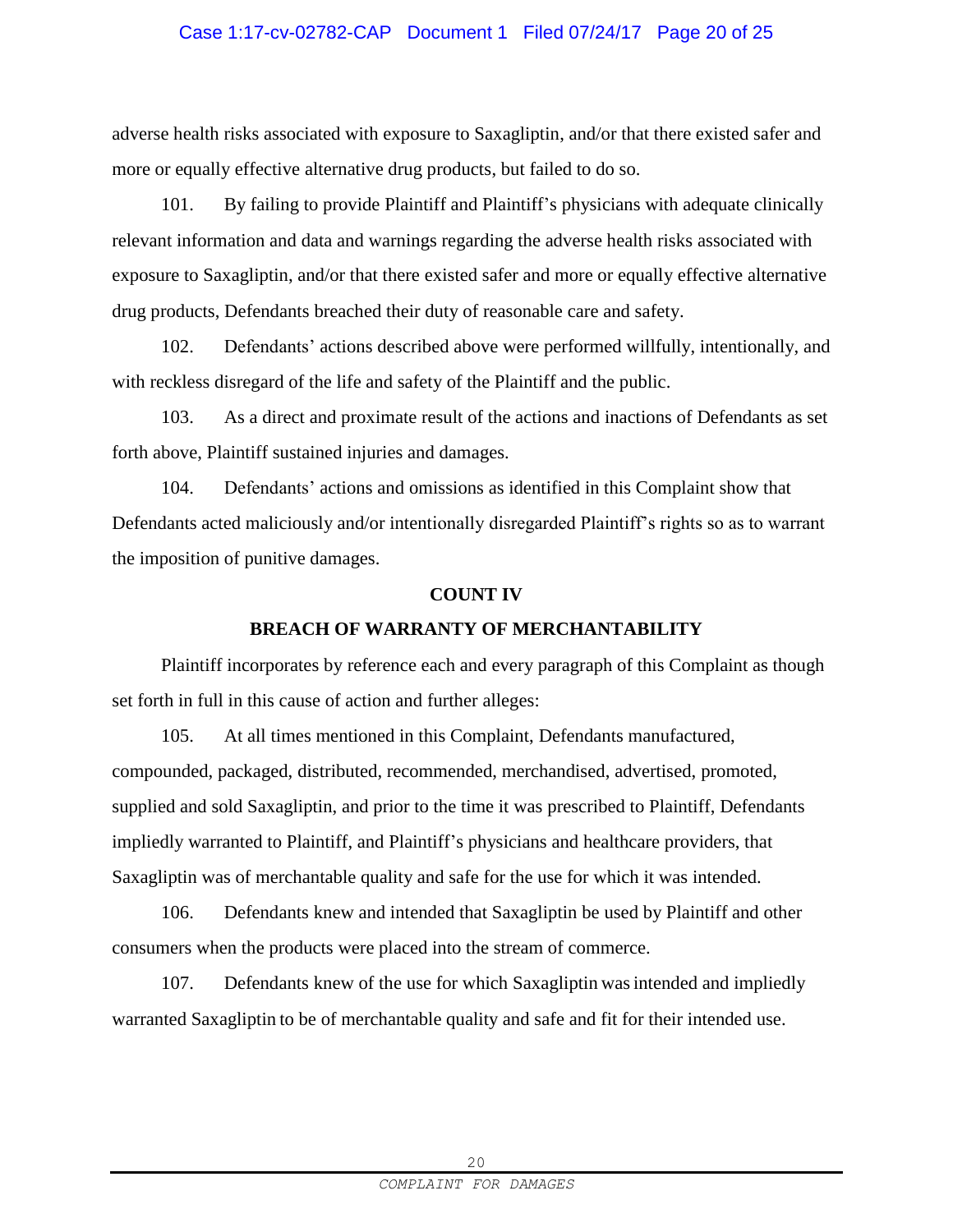adverse health risks associated with exposure to Saxagliptin, and/or that there existed safer and more or equally effective alternative drug products, but failed to do so.

101. By failing to provide Plaintiff and Plaintiff's physicians with adequate clinically relevant information and data and warnings regarding the adverse health risks associated with exposure to Saxagliptin, and/or that there existed safer and more or equally effective alternative drug products, Defendants breached their duty of reasonable care and safety.

102. Defendants' actions described above were performed willfully, intentionally, and with reckless disregard of the life and safety of the Plaintiff and the public.

103. As a direct and proximate result of the actions and inactions of Defendants as set forth above, Plaintiff sustained injuries and damages.

104. Defendants' actions and omissions as identified in this Complaint show that Defendants acted maliciously and/or intentionally disregarded Plaintiff's rights so as to warrant the imposition of punitive damages.

**COUNT IV**

**BREACH OF WARRANTY OF MERCHANTABILITY**

Plaintiff incorporates by reference each and every paragraph of this Complaint as though set forth in full in this cause of action and further alleges:

105. At all times mentioned in this Complaint, Defendants manufactured, compounded, packaged, distributed, recommended, merchandised, advertised, promoted, supplied and sold Saxagliptin, and prior to the time it was prescribed to Plaintiff, Defendants impliedly warranted to Plaintiff, and Plaintiff's physicians and healthcare providers, that Saxagliptin was of merchantable quality and safe for the use for which it was intended.

106. Defendants knew and intended that Saxagliptin be used by Plaintiff and other consumers when the products were placed into the stream of commerce.

107. Defendants knew of the use for which Saxagliptin was intended and impliedly warranted Saxagliptin to be of merchantable quality and safe and fit for their intended use.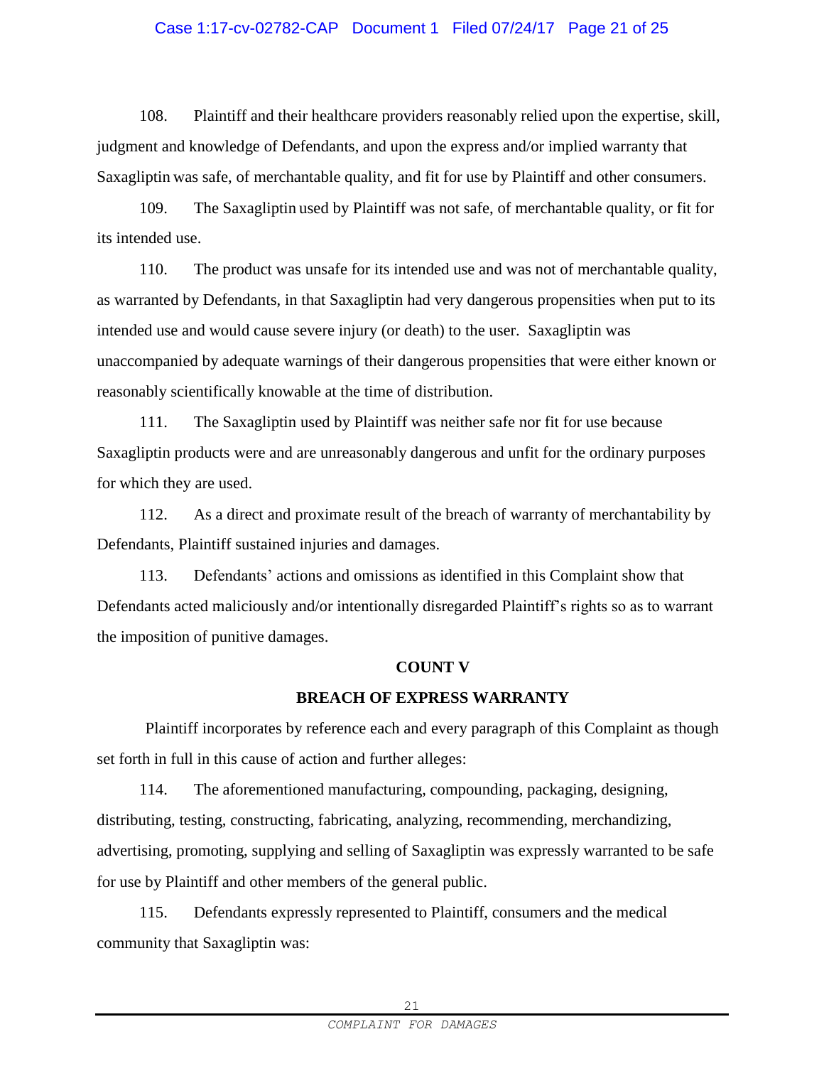108. Plaintiff and their healthcare providers reasonably relied upon the expertise, skill, judgment and knowledge of Defendants, and upon the express and/or implied warranty that Saxagliptin was safe, of merchantable quality, and fit for use by Plaintiff and other consumers.

109. The Saxagliptin used by Plaintiff was not safe, of merchantable quality, or fit for its intended use.

110. The product was unsafe for its intended use and was not of merchantable quality, as warranted by Defendants, in that Saxagliptin had very dangerous propensities when put to its intended use and would cause severe injury (or death) to the user. Saxagliptin was unaccompanied by adequate warnings of their dangerous propensities that were either known or reasonably scientifically knowable at the time of distribution.

111. The Saxagliptin used by Plaintiff was neither safe nor fit for use because Saxagliptin products were and are unreasonably dangerous and unfit for the ordinary purposes for which they are used.

112. As a direct and proximate result of the breach of warranty of merchantability by Defendants, Plaintiff sustained injuries and damages.

113. Defendants' actions and omissions as identified in this Complaint show that Defendants acted maliciously and/or intentionally disregarded Plaintiff's rights so as to warrant the imposition of punitive damages.

## COUNT V

## BREACH OF EXPRESS WARRANTY

Plaintiff incorporates by reference each and every paragraph of this Complaint as though set forth in full in this cause of action and further alleges:

114. The aforementioned manufacturing, compounding, packaging, designing, distributing, testing, constructing, fabricating, analyzing, recommending, merchandizing, advertising, promoting, supplying and selling of Saxagliptin was expressly warranted to be safe for use by Plaintiff and other members of the general public.

115. Defendants expressly represented to Plaintiff, consumers and the medical community that Saxagliptin was: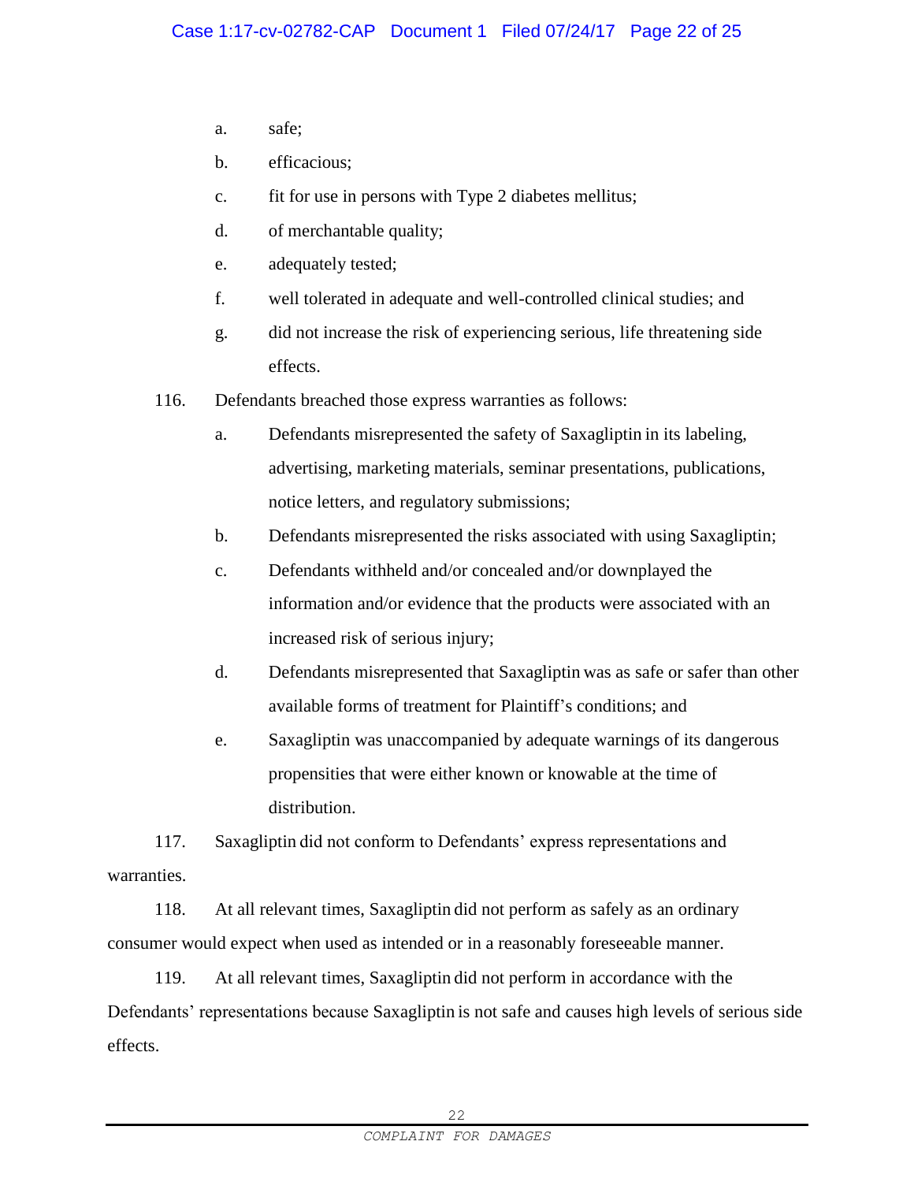a. safe;

b. efficacious;

c. fit for use in persons with Type 2 diabetes mellitus;

d. of merchantable quality;

e. adequately tested;

f. well tolerated in adequate and well-controlled clinical studies; and

g. did not increase the risk of experiencing serious, life threatening side effects.

116. Defendants breached those express warranties as follows:

a. Defendants misrepresented the safety of Saxagliptin in its labeling, advertising, marketing materials, seminar presentations, publications, notice letters, and regulatory submissions;

b. Defendants misrepresented the risks associated with using Saxagliptin;

c. Defendants withheld and/or concealed and/or downplayed the information and/or evidence that the products were associated with an increased risk of serious injury;

d. Defendants misrepresented that Saxagliptin was as safe or safer than other available forms of treatment for Plaintiff's conditions; and

e. Saxagliptin was unaccompanied by adequate warnings of its dangerous propensities that were either known or knowable at the time of distribution.

117. Saxagliptin did not conform to Defendants' express representations and warranties.

118. At all relevant times, Saxagliptin did not perform as safely as an ordinary consumer would expect when used as intended or in a reasonably foreseeable manner.

119. At all relevant times, Saxagliptin did not perform in accordance with the Defendants' representations because Saxagliptin is not safe and causes high levels of serious side effects.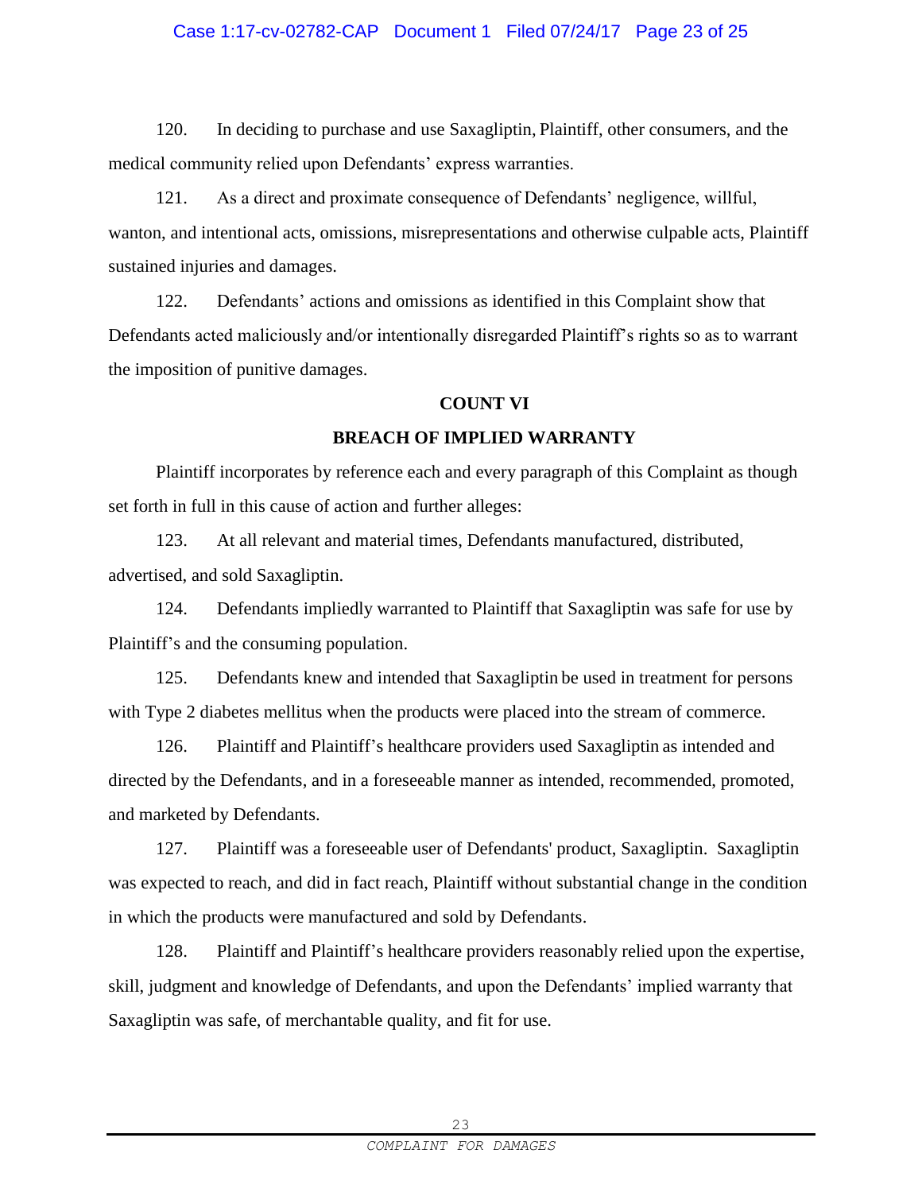120. In deciding to purchase and use Saxagliptin, Plaintiff, other consumers, and the medical community relied upon Defendants' express warranties.

121. As a direct and proximate consequence of Defendants' negligence, willful, wanton, and intentional acts, omissions, misrepresentations and otherwise culpable acts, Plaintiff sustained injuries and damages.

122. Defendants' actions and omissions as identified in this Complaint show that Defendants acted maliciously and/or intentionally disregarded Plaintiff's rights so as to warrant the imposition of punitive damages.

**COUNT VI**

**BREACH OF IMPLIED WARRANTY**

Plaintiff incorporates by reference each and every paragraph of this Complaint as though set forth in full in this cause of action and further alleges:

123. At all relevant and material times, Defendants manufactured, distributed, advertised, and sold Saxagliptin.

124. Defendants impliedly warranted to Plaintiff that Saxagliptin was safe for use by Plaintiff's and the consuming population.

125. Defendants knew and intended that Saxagliptin be used in treatment for persons with Type 2 diabetes mellitus when the products were placed into the stream of commerce.

126. Plaintiff and Plaintiff's healthcare providers used Saxagliptin as intended and directed by the Defendants, and in a foreseeable manner as intended, recommended, promoted, and marketed by Defendants.

127. Plaintiff was a foreseeable user of Defendants' product, Saxagliptin. Saxagliptin was expected to reach, and did in fact reach, Plaintiff without substantial change in the condition in which the products were manufactured and sold by Defendants.

128. Plaintiff and Plaintiff's healthcare providers reasonably relied upon the expertise, skill, judgment and knowledge of Defendants, and upon the Defendants' implied warranty that Saxagliptin was safe, of merchantable quality, and fit for use.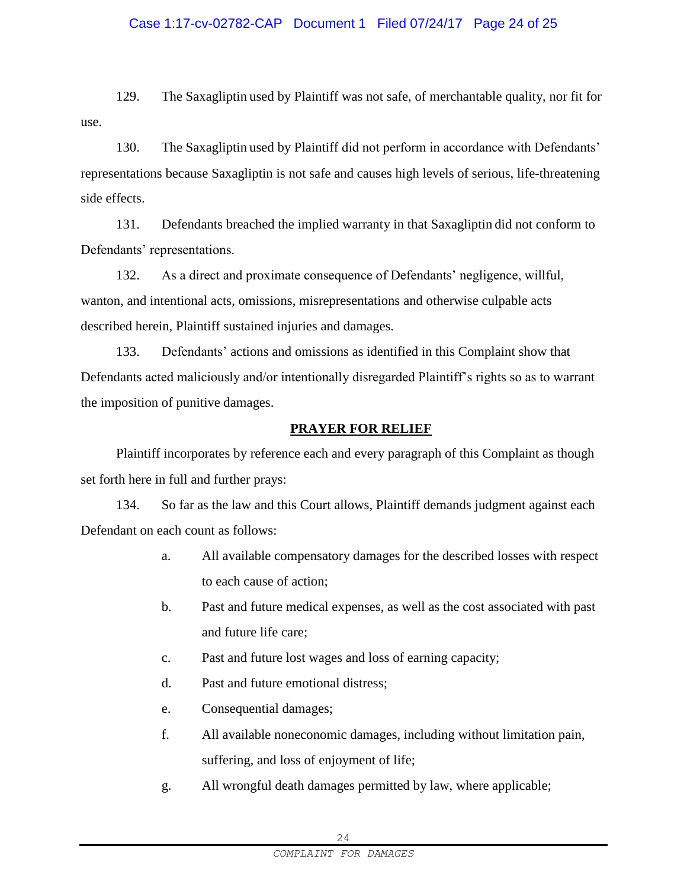129. The Saxagliptin used by Plaintiff was not safe, of merchantable quality, nor fit for use.

130. The Saxagliptin used by Plaintiff did not perform in accordance with Defendants' representations because Saxagliptin is not safe and causes high levels of serious, life-threatening side effects.

131. Defendants breached the implied warranty in that Saxagliptin did not conform to Defendants' representations.

132. As a direct and proximate consequence of Defendants' negligence, willful, wanton, and intentional acts, omissions, misrepresentations and otherwise culpable acts described herein, Plaintiff sustained injuries and damages.

133. Defendants' actions and omissions as identified in this Complaint show that Defendants acted maliciously and/or intentionally disregarded Plaintiff's rights so as to warrant the imposition of punitive damages.

## PRAYER FOR RELIEF

Plaintiff incorporates by reference each and every paragraph of this Complaint as though set forth here in full and further prays:

134. So far as the law and this Court allows, Plaintiff demands judgment against each Defendant on each count as follows:

a. All available compensatory damages for the described losses with respect to each cause of action;

b. Past and future medical expenses, as well as the cost associated with past and future life care;

c. Past and future lost wages and loss of earning capacity;

d. Past and future emotional distress;

e. Consequential damages;

f. All available noneconomic damages, including without limitation pain, suffering, and loss of enjoyment of life;

g. All wrongful death damages permitted by law, where applicable;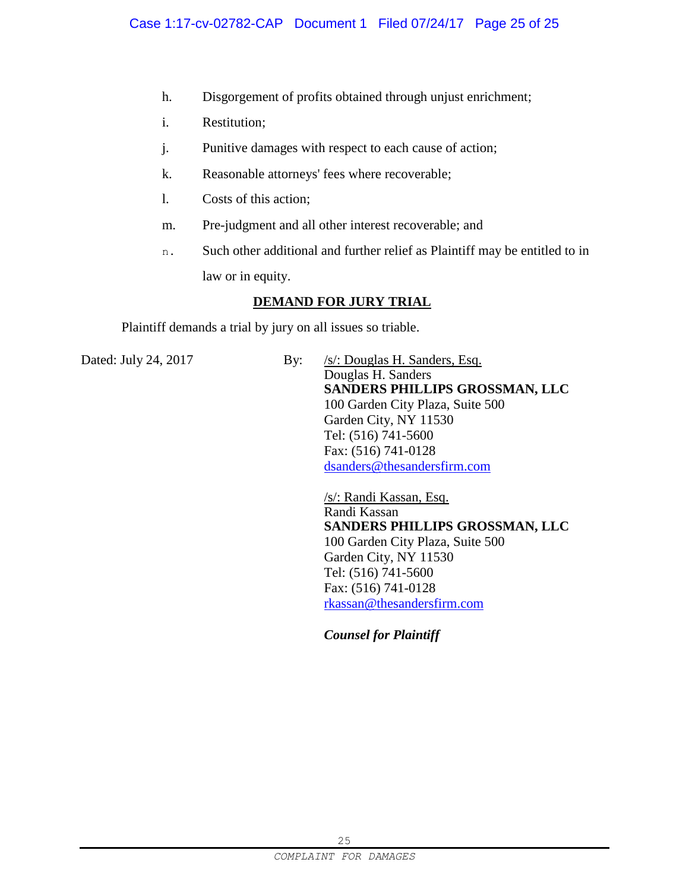h. Disgorgement of profits obtained through unjust enrichment;

i. Restitution;

j. Punitive damages with respect to each cause of action;

k. Reasonable attorneys' fees where recoverable;

l. Costs of this action;

m. Pre-judgment and all other interest recoverable; and

n. Such other additional and further relief as Plaintiff may be entitled to in law or in equity.

**DEMAND FOR JURY TRIAL**

Plaintiff demands a trial by jury on all issues so triable.

Dated: July 24, 2017

By: /s/: Douglas H. Sanders, Esq.
Douglas H. Sanders
**SANDERS PHILLIPS GROSSMAN, LLC**
100 Garden City Plaza, Suite 500
Garden City, NY 11530
Tel: (516) 741-5600
Fax: (516) 741-0128
dsanders@thesandersfirm.com

/s/: Randi Kassan, Esq.
Randi Kassan
**SANDERS PHILLIPS GROSSMAN, LLC**
100 Garden City Plaza, Suite 500
Garden City, NY 11530
Tel: (516) 741-5600
Fax: (516) 741-0128
rkassan@thesandersfirm.com

***Counsel for Plaintiff***